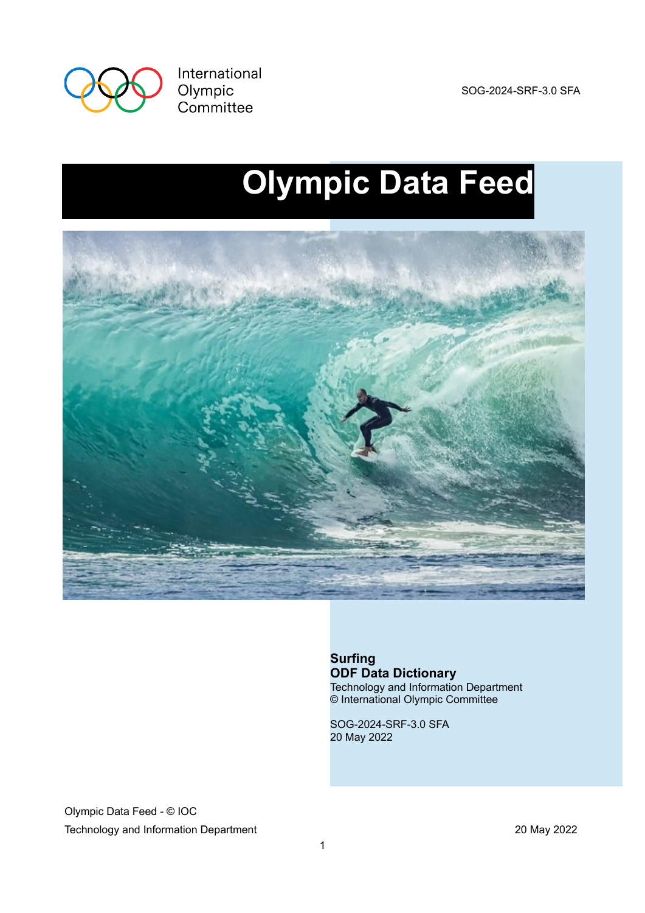International Olympic Committee

SOG-2024-SRF-3.0 SFA

# Olympic Data Feed

**Surfing**
**ODF Data Dictionary**
Technology and Information Department
© International Olympic Committee

SOG-2024-SRF-3.0 SFA
20 May 2022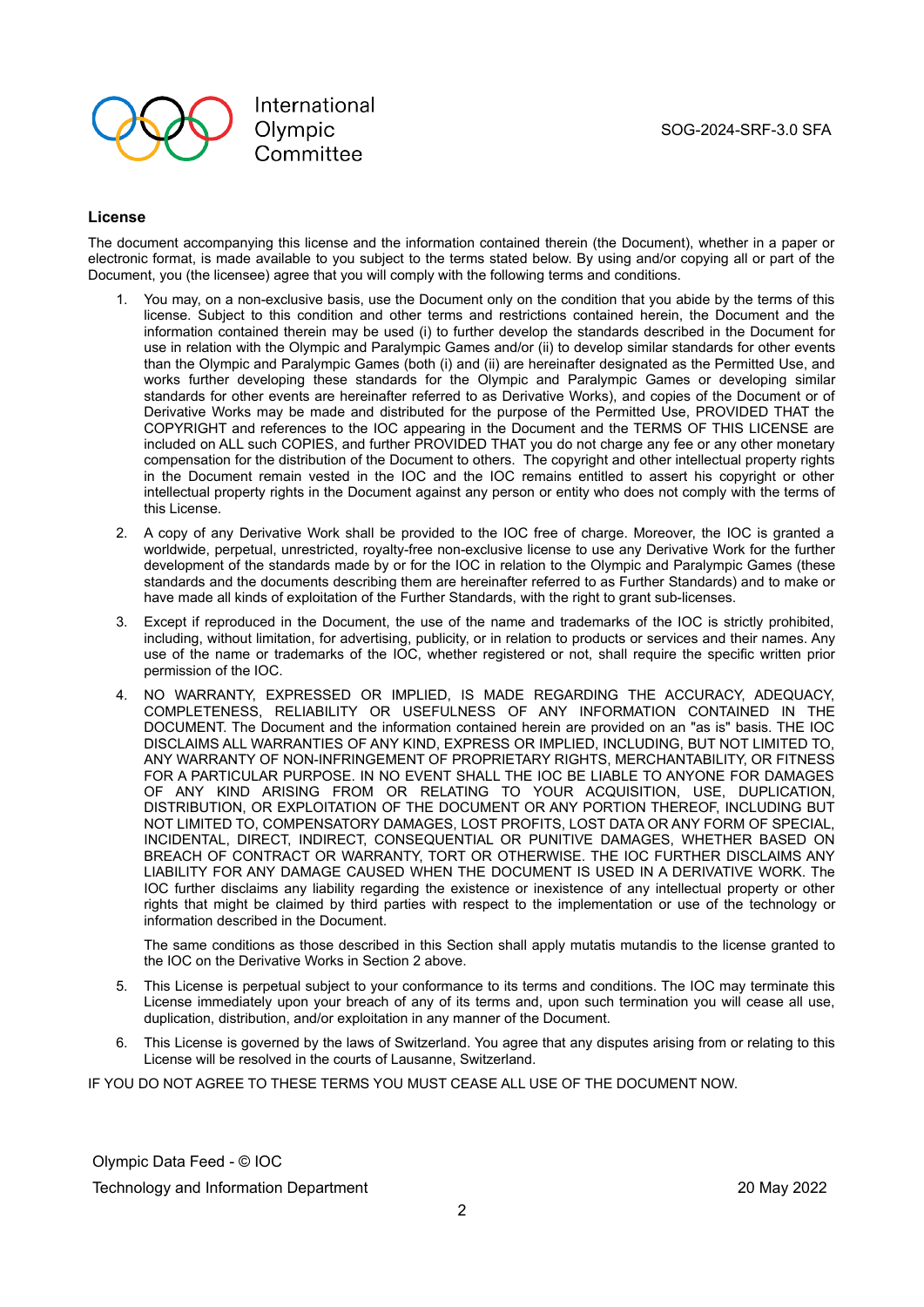## License

The document accompanying this license and the information contained therein (the Document), whether in a paper or electronic format, is made available to you subject to the terms stated below. By using and/or copying all or part of the Document, you (the licensee) agree that you will comply with the following terms and conditions.

1. You may, on a non-exclusive basis, use the Document only on the condition that you abide by the terms of this license. Subject to this condition and other terms and restrictions contained herein, the Document and the information contained therein may be used (i) to further develop the standards described in the Document for use in relation with the Olympic and Paralympic Games and/or (ii) to develop similar standards for other events than the Olympic and Paralympic Games (both (i) and (ii) are hereinafter designated as the Permitted Use, and works further developing these standards for the Olympic and Paralympic Games or developing similar standards for other events are hereinafter referred to as Derivative Works), and copies of the Document or of Derivative Works may be made and distributed for the purpose of the Permitted Use, PROVIDED THAT the COPYRIGHT and references to the IOC appearing in the Document and the TERMS OF THIS LICENSE are included on ALL such COPIES, and further PROVIDED THAT you do not charge any fee or any other monetary compensation for the distribution of the Document to others. The copyright and other intellectual property rights in the Document remain vested in the IOC and the IOC remains entitled to assert his copyright or other intellectual property rights in the Document against any person or entity who does not comply with the terms of this License.

2. A copy of any Derivative Work shall be provided to the IOC free of charge. Moreover, the IOC is granted a worldwide, perpetual, unrestricted, royalty-free non-exclusive license to use any Derivative Work for the further development of the standards made by or for the IOC in relation to the Olympic and Paralympic Games (these standards and the documents describing them are hereinafter referred to as Further Standards) and to make or have made all kinds of exploitation of the Further Standards, with the right to grant sub-licenses.

3. Except if reproduced in the Document, the use of the name and trademarks of the IOC is strictly prohibited, including, without limitation, for advertising, publicity, or in relation to products or services and their names. Any use of the name or trademarks of the IOC, whether registered or not, shall require the specific written prior permission of the IOC.

4. NO WARRANTY, EXPRESSED OR IMPLIED, IS MADE REGARDING THE ACCURACY, ADEQUACY, COMPLETENESS, RELIABILITY OR USEFULNESS OF ANY INFORMATION CONTAINED IN THE DOCUMENT. The Document and the information contained herein are provided on an "as is" basis. THE IOC DISCLAIMS ALL WARRANTIES OF ANY KIND, EXPRESS OR IMPLIED, INCLUDING, BUT NOT LIMITED TO, ANY WARRANTY OF NON-INFRINGEMENT OF PROPRIETARY RIGHTS, MERCHANTABILITY, OR FITNESS FOR A PARTICULAR PURPOSE. IN NO EVENT SHALL THE IOC BE LIABLE TO ANYONE FOR DAMAGES OF ANY KIND ARISING FROM OR RELATING TO YOUR ACQUISITION, USE, DUPLICATION, DISTRIBUTION, OR EXPLOITATION OF THE DOCUMENT OR ANY PORTION THEREOF, INCLUDING BUT NOT LIMITED TO, COMPENSATORY DAMAGES, LOST PROFITS, LOST DATA OR ANY FORM OF SPECIAL, INCIDENTAL, DIRECT, INDIRECT, CONSEQUENTIAL OR PUNITIVE DAMAGES, WHETHER BASED ON BREACH OF CONTRACT OR WARRANTY, TORT OR OTHERWISE. THE IOC FURTHER DISCLAIMS ANY LIABILITY FOR ANY DAMAGE CAUSED WHEN THE DOCUMENT IS USED IN A DERIVATIVE WORK. The IOC further disclaims any liability regarding the existence or inexistence of any intellectual property or other rights that might be claimed by third parties with respect to the implementation or use of the technology or information described in the Document.

   The same conditions as those described in this Section shall apply mutatis mutandis to the license granted to the IOC on the Derivative Works in Section 2 above.

5. This License is perpetual subject to your conformance to its terms and conditions. The IOC may terminate this License immediately upon your breach of any of its terms and, upon such termination you will cease all use, duplication, distribution, and/or exploitation in any manner of the Document.

6. This License is governed by the laws of Switzerland. You agree that any disputes arising from or relating to this License will be resolved in the courts of Lausanne, Switzerland.

IF YOU DO NOT AGREE TO THESE TERMS YOU MUST CEASE ALL USE OF THE DOCUMENT NOW.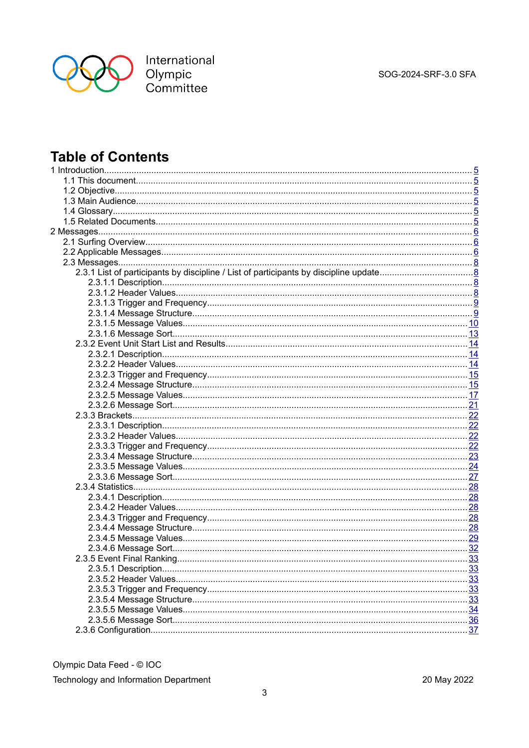# Table of Contents

1 Introduction..... 5
- 1.1 This document..... 5
- 1.2 Objective..... 5
- 1.3 Main Audience..... 5
- 1.4 Glossary..... 5
- 1.5 Related Documents..... 5

2 Messages..... 6
- 2.1 Surfing Overview..... 6
- 2.2 Applicable Messages..... 6
- 2.3 Messages..... 8
  - 2.3.1 List of participants by discipline / List of participants by discipline update..... 8
    - 2.3.1.1 Description..... 8
    - 2.3.1.2 Header Values..... 8
    - 2.3.1.3 Trigger and Frequency..... 9
    - 2.3.1.4 Message Structure..... 9
    - 2.3.1.5 Message Values..... 10
    - 2.3.1.6 Message Sort..... 13
  - 2.3.2 Event Unit Start List and Results..... 14
    - 2.3.2.1 Description..... 14
    - 2.3.2.2 Header Values..... 14
    - 2.3.2.3 Trigger and Frequency..... 15
    - 2.3.2.4 Message Structure..... 15
    - 2.3.2.5 Message Values..... 17
    - 2.3.2.6 Message Sort..... 21
  - 2.3.3 Brackets..... 22
    - 2.3.3.1 Description..... 22
    - 2.3.3.2 Header Values..... 22
    - 2.3.3.3 Trigger and Frequency..... 22
    - 2.3.3.4 Message Structure..... 23
    - 2.3.3.5 Message Values..... 24
    - 2.3.3.6 Message Sort..... 27
  - 2.3.4 Statistics..... 28
    - 2.3.4.1 Description..... 28
    - 2.3.4.2 Header Values..... 28
    - 2.3.4.3 Trigger and Frequency..... 28
    - 2.3.4.4 Message Structure..... 28
    - 2.3.4.5 Message Values..... 29
    - 2.3.4.6 Message Sort..... 32
  - 2.3.5 Event Final Ranking..... 33
    - 2.3.5.1 Description..... 33
    - 2.3.5.2 Header Values..... 33
    - 2.3.5.3 Trigger and Frequency..... 33
    - 2.3.5.4 Message Structure..... 33
    - 2.3.5.5 Message Values..... 34
    - 2.3.5.6 Message Sort..... 36
  - 2.3.6 Configuration..... 37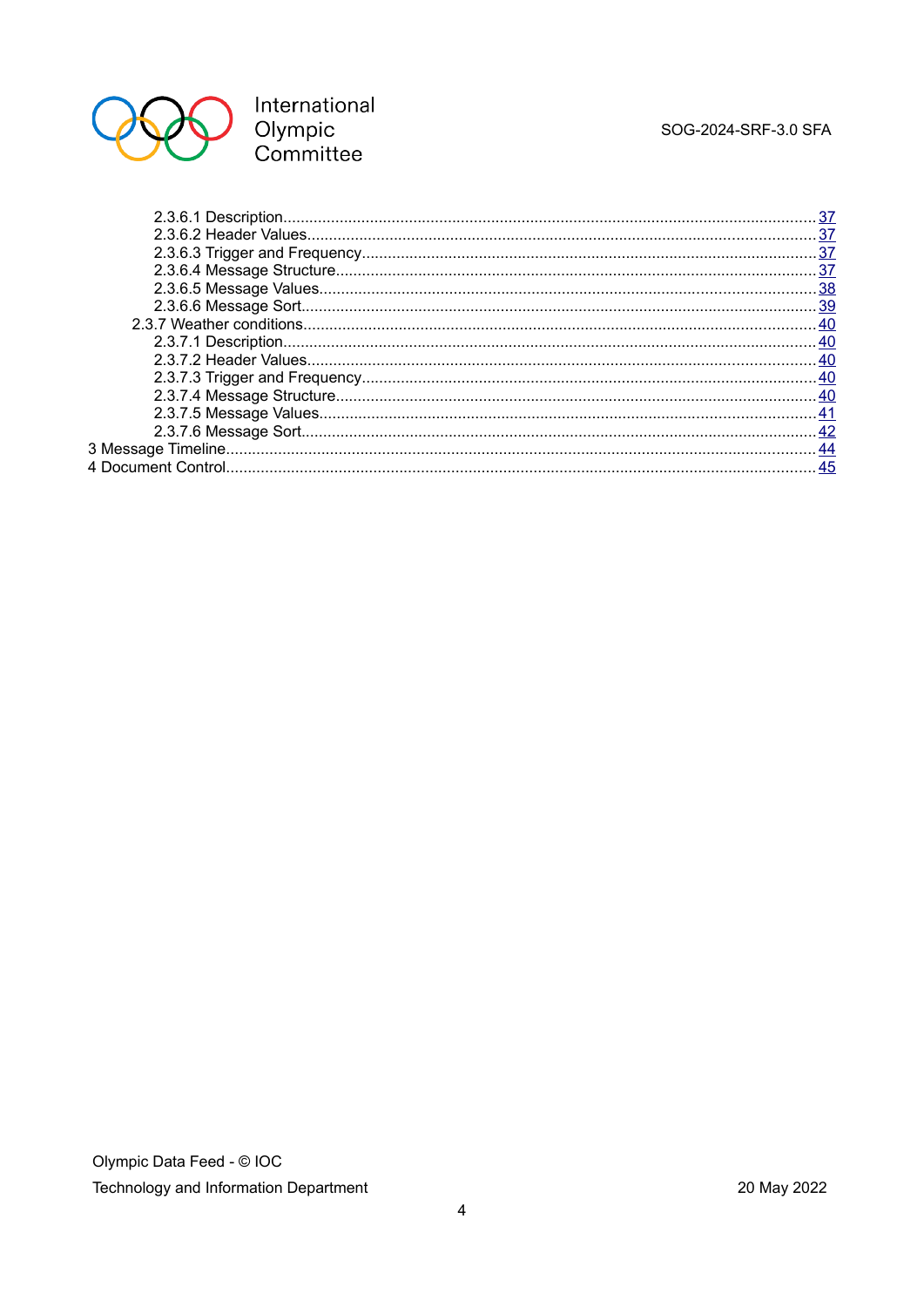- 2.3.6.1 Description ........ 37
- 2.3.6.2 Header Values ........ 37
- 2.3.6.3 Trigger and Frequency ........ 37
- 2.3.6.4 Message Structure ........ 37
- 2.3.6.5 Message Values ........ 38
- 2.3.6.6 Message Sort ........ 39
- 2.3.7 Weather conditions ........ 40
- 2.3.7.1 Description ........ 40
- 2.3.7.2 Header Values ........ 40
- 2.3.7.3 Trigger and Frequency ........ 40
- 2.3.7.4 Message Structure ........ 40
- 2.3.7.5 Message Values ........ 41
- 2.3.7.6 Message Sort ........ 42
- 3 Message Timeline ........ 44
- 4 Document Control ........ 45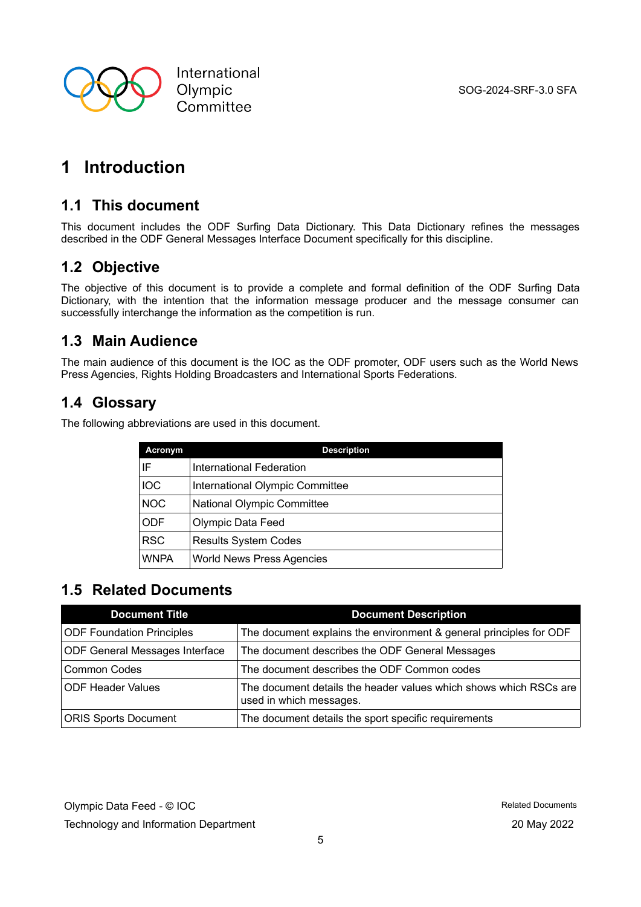# 1 Introduction

## 1.1 This document

This document includes the ODF Surfing Data Dictionary. This Data Dictionary refines the messages described in the ODF General Messages Interface Document specifically for this discipline.

## 1.2 Objective

The objective of this document is to provide a complete and formal definition of the ODF Surfing Data Dictionary, with the intention that the information message producer and the message consumer can successfully interchange the information as the competition is run.

## 1.3 Main Audience

The main audience of this document is the IOC as the ODF promoter, ODF users such as the World News Press Agencies, Rights Holding Broadcasters and International Sports Federations.

## 1.4 Glossary

The following abbreviations are used in this document.

| Acronym | Description |
| --- | --- |
| IF | International Federation |
| IOC | International Olympic Committee |
| NOC | National Olympic Committee |
| ODF | Olympic Data Feed |
| RSC | Results System Codes |
| WNPA | World News Press Agencies |

## 1.5 Related Documents

| Document Title | Document Description |
| --- | --- |
| ODF Foundation Principles | The document explains the environment & general principles for ODF |
| ODF General Messages Interface | The document describes the ODF General Messages |
| Common Codes | The document describes the ODF Common codes |
| ODF Header Values | The document details the header values which shows which RSCs are used in which messages. |
| ORIS Sports Document | The document details the sport specific requirements |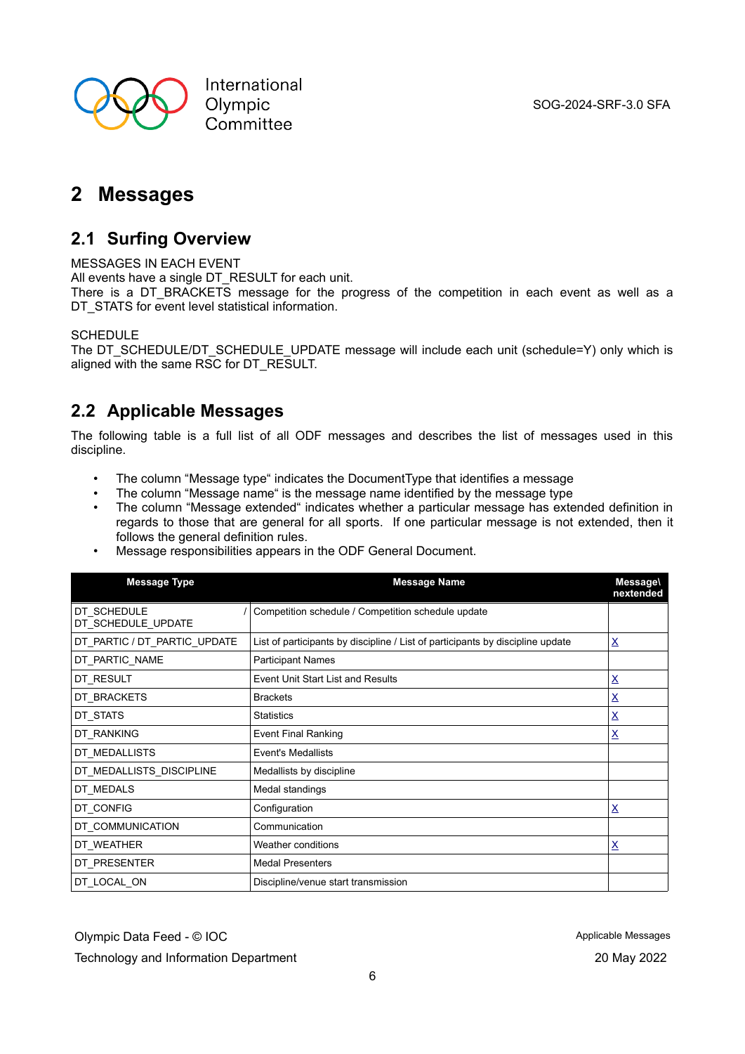# 2 Messages

## 2.1 Surfing Overview

MESSAGES IN EACH EVENT
All events have a single DT_RESULT for each unit.
There is a DT_BRACKETS message for the progress of the competition in each event as well as a DT_STATS for event level statistical information.

SCHEDULE
The DT_SCHEDULE/DT_SCHEDULE_UPDATE message will include each unit (schedule=Y) only which is aligned with the same RSC for DT_RESULT.

## 2.2 Applicable Messages

The following table is a full list of all ODF messages and describes the list of messages used in this discipline.

- The column "Message type" indicates the DocumentType that identifies a message
- The column "Message name" is the message name identified by the message type
- The column "Message extended" indicates whether a particular message has extended definition in regards to those that are general for all sports. If one particular message is not extended, then it follows the general definition rules.
- Message responsibilities appears in the ODF General Document.

| Message Type | Message Name | Message\nextended |
|---|---|---|
| DT_SCHEDULE / DT_SCHEDULE_UPDATE | Competition schedule / Competition schedule update | |
| DT_PARTIC / DT_PARTIC_UPDATE | List of participants by discipline / List of participants by discipline update | X |
| DT_PARTIC_NAME | Participant Names | |
| DT_RESULT | Event Unit Start List and Results | X |
| DT_BRACKETS | Brackets | X |
| DT_STATS | Statistics | X |
| DT_RANKING | Event Final Ranking | X |
| DT_MEDALLISTS | Event's Medallists | |
| DT_MEDALLISTS_DISCIPLINE | Medallists by discipline | |
| DT_MEDALS | Medal standings | |
| DT_CONFIG | Configuration | X |
| DT_COMMUNICATION | Communication | |
| DT_WEATHER | Weather conditions | X |
| DT_PRESENTER | Medal Presenters | |
| DT_LOCAL_ON | Discipline/venue start transmission | |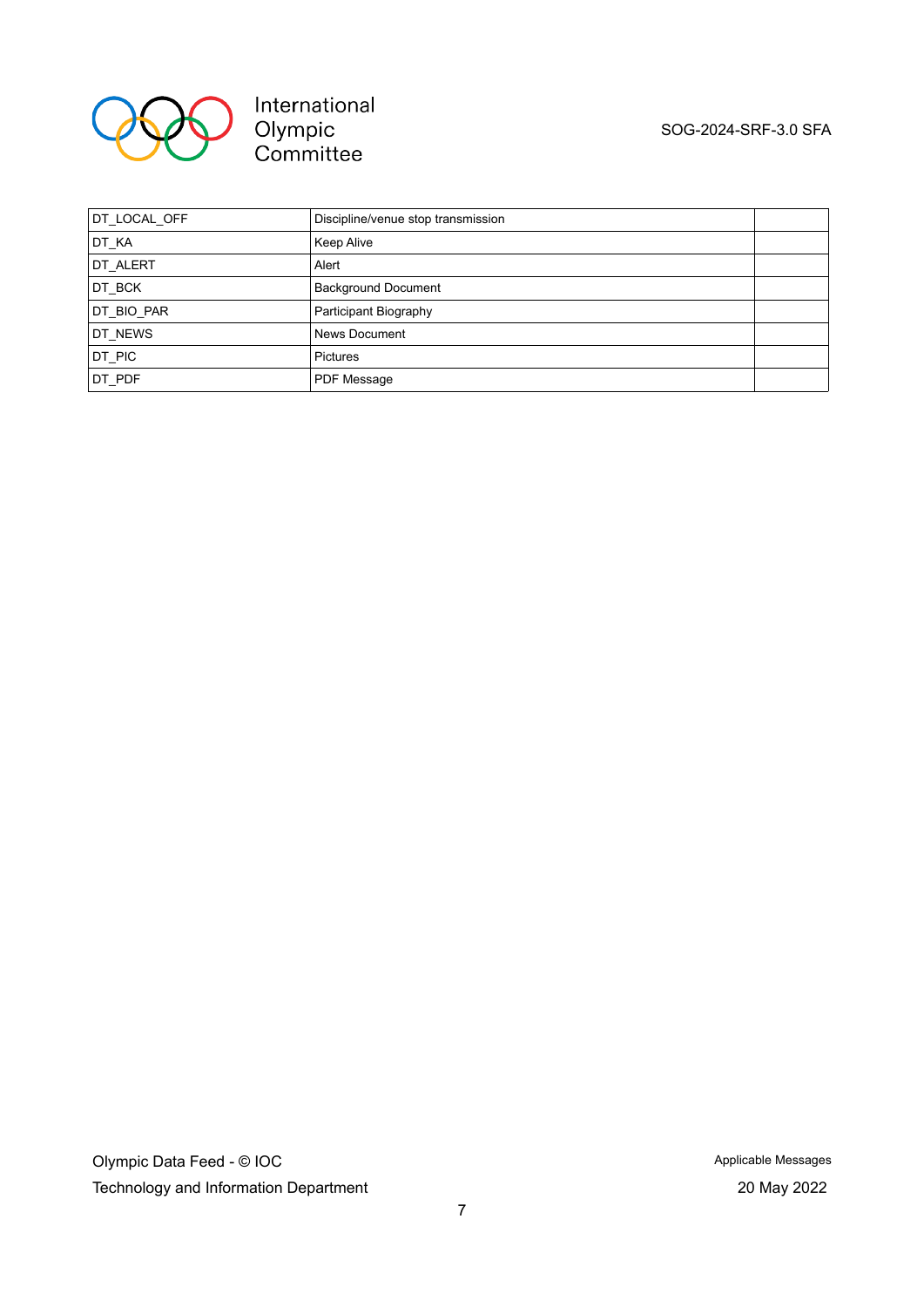| | | |
|---|---|---|
| DT_LOCAL_OFF | Discipline/venue stop transmission | |
| DT_KA | Keep Alive | |
| DT_ALERT | Alert | |
| DT_BCK | Background Document | |
| DT_BIO_PAR | Participant Biography | |
| DT_NEWS | News Document | |
| DT_PIC | Pictures | |
| DT_PDF | PDF Message | |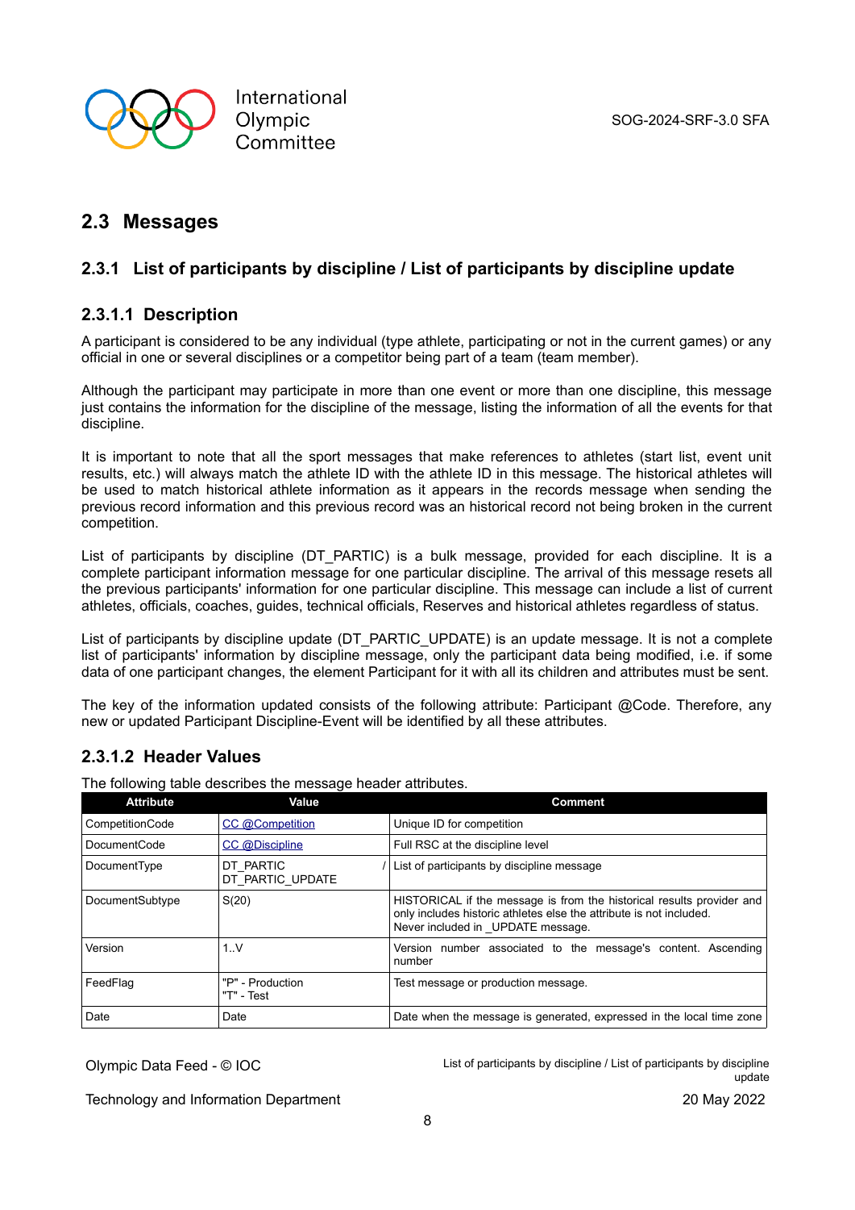## 2.3 Messages

### 2.3.1 List of participants by discipline / List of participants by discipline update

#### 2.3.1.1 Description

A participant is considered to be any individual (type athlete, participating or not in the current games) or any official in one or several disciplines or a competitor being part of a team (team member).

Although the participant may participate in more than one event or more than one discipline, this message just contains the information for the discipline of the message, listing the information of all the events for that discipline.

It is important to note that all the sport messages that make references to athletes (start list, event unit results, etc.) will always match the athlete ID with the athlete ID in this message. The historical athletes will be used to match historical athlete information as it appears in the records message when sending the previous record information and this previous record was an historical record not being broken in the current competition.

List of participants by discipline (DT_PARTIC) is a bulk message, provided for each discipline. It is a complete participant information message for one particular discipline. The arrival of this message resets all the previous participants' information for one particular discipline. This message can include a list of current athletes, officials, coaches, guides, technical officials, Reserves and historical athletes regardless of status.

List of participants by discipline update (DT_PARTIC_UPDATE) is an update message. It is not a complete list of participants' information by discipline message, only the participant data being modified, i.e. if some data of one participant changes, the element Participant for it with all its children and attributes must be sent.

The key of the information updated consists of the following attribute: Participant @Code. Therefore, any new or updated Participant Discipline-Event will be identified by all these attributes.

#### 2.3.1.2 Header Values

The following table describes the message header attributes.

| Attribute | Value | Comment |
|---|---|---|
| CompetitionCode | CC @Competition | Unique ID for competition |
| DocumentCode | CC @Discipline | Full RSC at the discipline level |
| DocumentType | DT_PARTIC / DT_PARTIC_UPDATE | List of participants by discipline message |
| DocumentSubtype | S(20) | HISTORICAL if the message is from the historical results provider and only includes historic athletes else the attribute is not included. Never included in _UPDATE message. |
| Version | 1..V | Version number associated to the message's content. Ascending number |
| FeedFlag | "P" - Production "T" - Test | Test message or production message. |
| Date | Date | Date when the message is generated, expressed in the local time zone |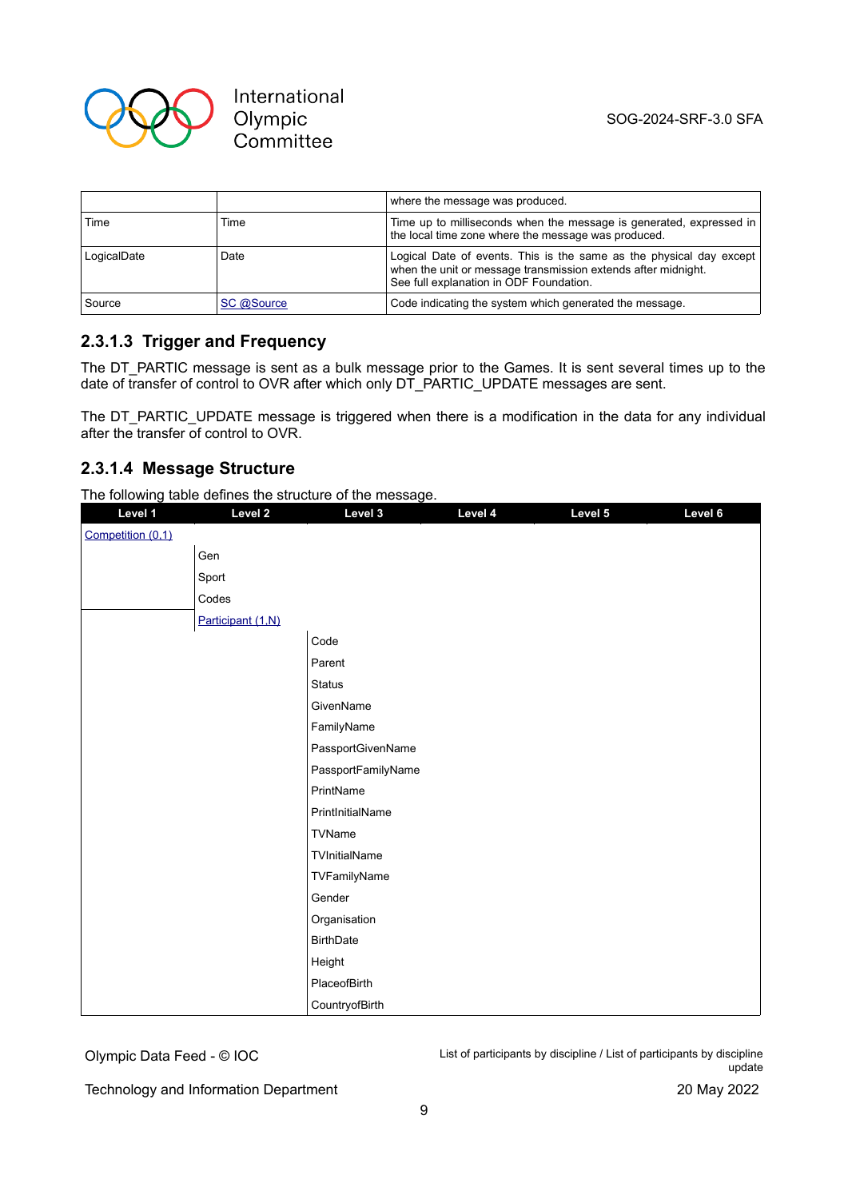|  |  | where the message was produced. |
|---|---|---|
| Time | Time | Time up to milliseconds when the message is generated, expressed in the local time zone where the message was produced. |
| LogicalDate | Date | Logical Date of events. This is the same as the physical day except when the unit or message transmission extends after midnight. See full explanation in ODF Foundation. |
| Source | SC @Source | Code indicating the system which generated the message. |

### 2.3.1.3 Trigger and Frequency

The DT_PARTIC message is sent as a bulk message prior to the Games. It is sent several times up to the date of transfer of control to OVR after which only DT_PARTIC_UPDATE messages are sent.

The DT_PARTIC_UPDATE message is triggered when there is a modification in the data for any individual after the transfer of control to OVR.

### 2.3.1.4 Message Structure

The following table defines the structure of the message.

| Level 1 | Level 2 | Level 3 | Level 4 | Level 5 | Level 6 |
|---|---|---|---|---|---|
| Competition (0,1) |  |  |  |  |  |
|  | Gen |  |  |  |  |
|  | Sport |  |  |  |  |
|  | Codes |  |  |  |  |
|  | Participant (1,N) |  |  |  |  |
|  |  | Code |  |  |  |
|  |  | Parent |  |  |  |
|  |  | Status |  |  |  |
|  |  | GivenName |  |  |  |
|  |  | FamilyName |  |  |  |
|  |  | PassportGivenName |  |  |  |
|  |  | PassportFamilyName |  |  |  |
|  |  | PrintName |  |  |  |
|  |  | PrintInitialName |  |  |  |
|  |  | TVName |  |  |  |
|  |  | TVInitialName |  |  |  |
|  |  | TVFamilyName |  |  |  |
|  |  | Gender |  |  |  |
|  |  | Organisation |  |  |  |
|  |  | BirthDate |  |  |  |
|  |  | Height |  |  |  |
|  |  | PlaceofBirth |  |  |  |
|  |  | CountryofBirth |  |  |  |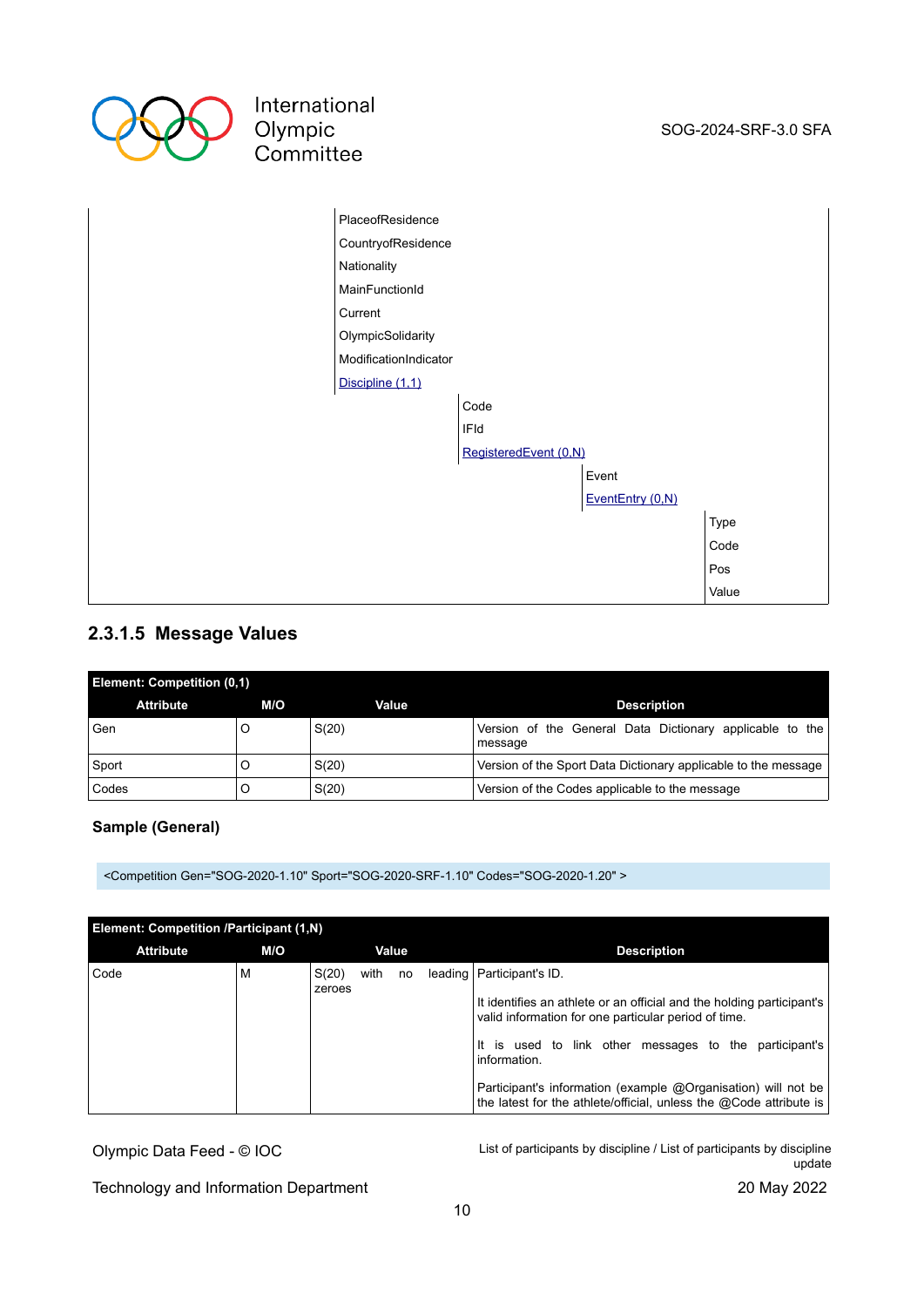| | | | | |
|---|---|---|---|---|
| | PlaceofResidence | | | |
| | CountryofResidence | | | |
| | Nationality | | | |
| | MainFunctionId | | | |
| | Current | | | |
| | OlympicSolidarity | | | |
| | ModificationIndicator | | | |
| | Discipline (1,1) | | | |
| | | Code | | |
| | | IFId | | |
| | | RegisteredEvent (0,N) | | |
| | | | Event | |
| | | | EventEntry (0,N) | |
| | | | | Type |
| | | | | Code |
| | | | | Pos |
| | | | | Value |

### 2.3.1.5 Message Values

| Element: Competition (0,1) | | | |
|---|---|---|---|
| **Attribute** | **M/O** | **Value** | **Description** |
| Gen | O | S(20) | Version of the General Data Dictionary applicable to the message |
| Sport | O | S(20) | Version of the Sport Data Dictionary applicable to the message |
| Codes | O | S(20) | Version of the Codes applicable to the message |

**Sample (General)**

```
<Competition Gen="SOG-2020-1.10" Sport="SOG-2020-SRF-1.10" Codes="SOG-2020-1.20" >
```

| Element: Competition /Participant (1,N) | | | |
|---|---|---|---|
| **Attribute** | **M/O** | **Value** | **Description** |
| Code | M | S(20) with no leading zeroes | Participant's ID.<br><br>It identifies an athlete or an official and the holding participant's valid information for one particular period of time.<br><br>It is used to link other messages to the participant's information.<br><br>Participant's information (example @Organisation) will not be the latest for the athlete/official, unless the @Code attribute is |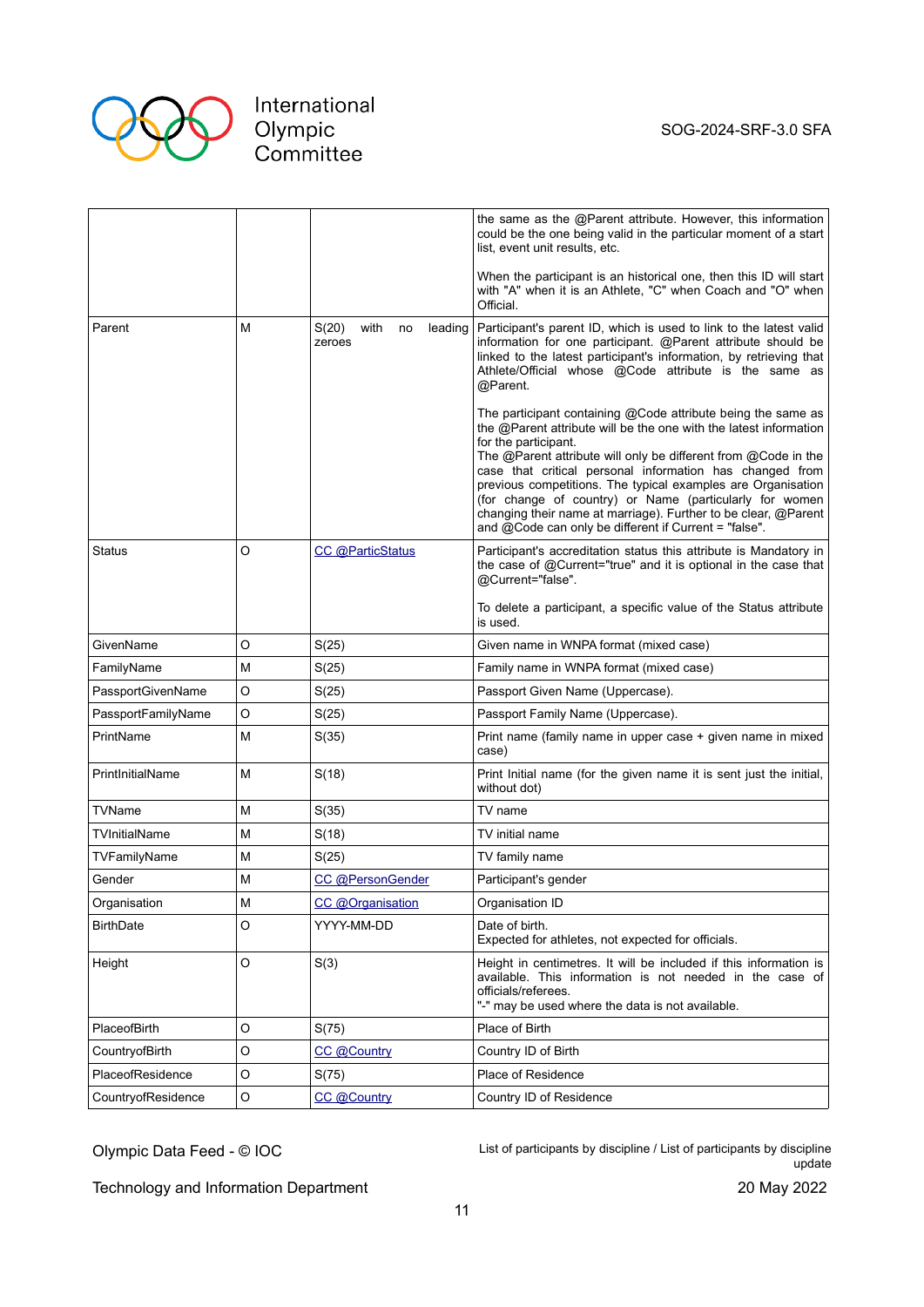| | | | |
|---|---|---|---|
| | | | the same as the @Parent attribute. However, this information could be the one being valid in the particular moment of a start list, event unit results, etc.<br><br>When the participant is an historical one, then this ID will start with "A" when it is an Athlete, "C" when Coach and "O" when Official. |
| Parent | M | S(20) with no leading zeroes | Participant's parent ID, which is used to link to the latest valid information for one participant. @Parent attribute should be linked to the latest participant's information, by retrieving that Athlete/Official whose @Code attribute is the same as @Parent.<br><br>The participant containing @Code attribute being the same as the @Parent attribute will be the one with the latest information for the participant.<br>The @Parent attribute will only be different from @Code in the case that critical personal information has changed from previous competitions. The typical examples are Organisation (for change of country) or Name (particularly for women changing their name at marriage). Further to be clear, @Parent and @Code can only be different if Current = "false". |
| Status | O | CC @ParticStatus | Participant's accreditation status this attribute is Mandatory in the case of @Current="true" and it is optional in the case that @Current="false".<br><br>To delete a participant, a specific value of the Status attribute is used. |
| GivenName | O | S(25) | Given name in WNPA format (mixed case) |
| FamilyName | M | S(25) | Family name in WNPA format (mixed case) |
| PassportGivenName | O | S(25) | Passport Given Name (Uppercase). |
| PassportFamilyName | O | S(25) | Passport Family Name (Uppercase). |
| PrintName | M | S(35) | Print name (family name in upper case + given name in mixed case) |
| PrintInitialName | M | S(18) | Print Initial name (for the given name it is sent just the initial, without dot) |
| TVName | M | S(35) | TV name |
| TVInitialName | M | S(18) | TV initial name |
| TVFamilyName | M | S(25) | TV family name |
| Gender | M | CC @PersonGender | Participant's gender |
| Organisation | M | CC @Organisation | Organisation ID |
| BirthDate | O | YYYY-MM-DD | Date of birth.<br>Expected for athletes, not expected for officials. |
| Height | O | S(3) | Height in centimetres. It will be included if this information is available. This information is not needed in the case of officials/referees.<br>"-" may be used where the data is not available. |
| PlaceofBirth | O | S(75) | Place of Birth |
| CountryofBirth | O | CC @Country | Country ID of Birth |
| PlaceofResidence | O | S(75) | Place of Residence |
| CountryofResidence | O | CC @Country | Country ID of Residence |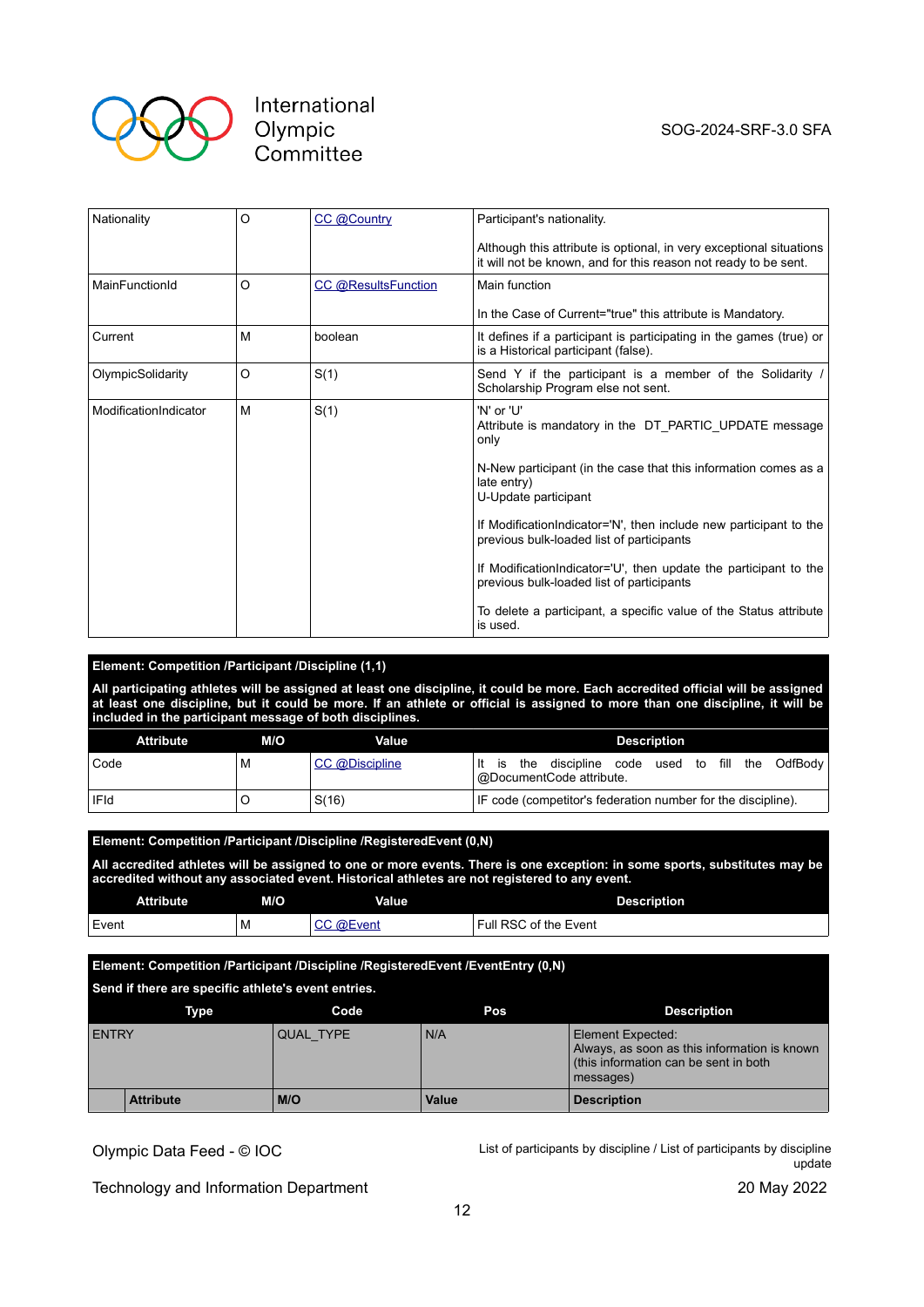| | | | |
|---|---|---|---|
| Nationality | O | CC @Country | Participant's nationality.<br><br>Although this attribute is optional, in very exceptional situations it will not be known, and for this reason not ready to be sent. |
| MainFunctionId | O | CC @ResultsFunction | Main function<br><br>In the Case of Current="true" this attribute is Mandatory. |
| Current | M | boolean | It defines if a participant is participating in the games (true) or is a Historical participant (false). |
| OlympicSolidarity | O | S(1) | Send Y if the participant is a member of the Solidarity / Scholarship Program else not sent. |
| ModificationIndicator | M | S(1) | 'N' or 'U'<br>Attribute is mandatory in the DT_PARTIC_UPDATE message only<br><br>N-New participant (in the case that this information comes as a late entry)<br>U-Update participant<br><br>If ModificationIndicator='N', then include new participant to the previous bulk-loaded list of participants<br><br>If ModificationIndicator='U', then update the participant to the previous bulk-loaded list of participants<br><br>To delete a participant, a specific value of the Status attribute is used. |

**Element: Competition /Participant /Discipline (1,1)**

**All participating athletes will be assigned at least one discipline, it could be more. Each accredited official will be assigned at least one discipline, but it could be more. If an athlete or official is assigned to more than one discipline, it will be included in the participant message of both disciplines.**

| Attribute | M/O | Value | Description |
|---|---|---|---|
| Code | M | CC @Discipline | It is the discipline code used to fill the OdfBody @DocumentCode attribute. |
| IFId | O | S(16) | IF code (competitor's federation number for the discipline). |

**Element: Competition /Participant /Discipline /RegisteredEvent (0,N)**

**All accredited athletes will be assigned to one or more events. There is one exception: in some sports, substitutes may be accredited without any associated event. Historical athletes are not registered to any event.**

| Attribute | M/O | Value | Description |
|---|---|---|---|
| Event | M | CC @Event | Full RSC of the Event |

**Element: Competition /Participant /Discipline /RegisteredEvent /EventEntry (0,N)**

**Send if there are specific athlete's event entries.**

| Type | Code | Pos | Description |
|---|---|---|---|
| ENTRY | QUAL_TYPE | N/A | Element Expected:<br>Always, as soon as this information is known (this information can be sent in both messages) |
| **Attribute** | **M/O** | **Value** | **Description** |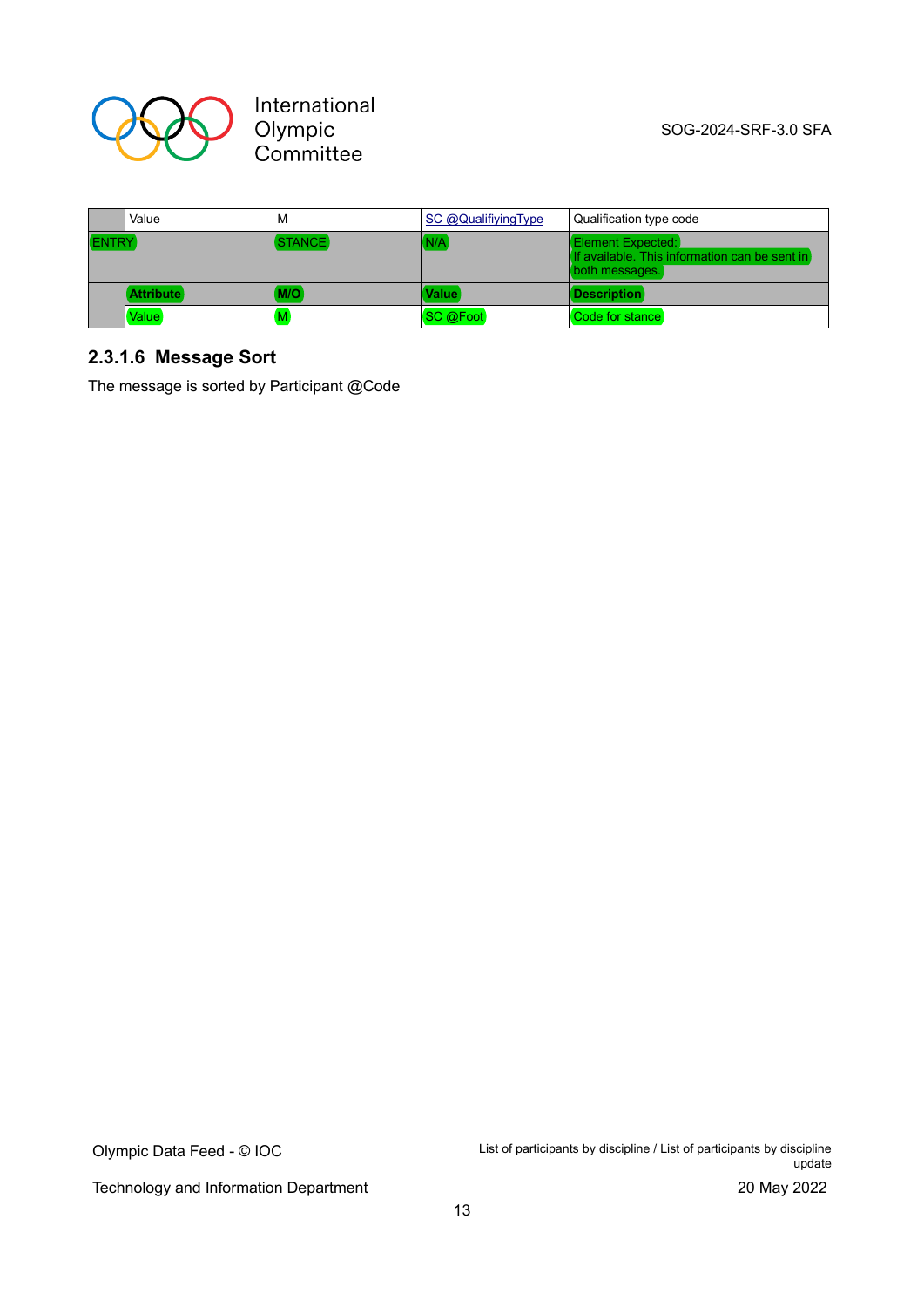| | | | | |
|---|---|---|---|---|
| | Value | M | SC @QualifiyingType | Qualification type code |
| ENTRY | | STANCE | N/A | Element Expected:<br>If available. This information can be sent in both messages. |
| | **Attribute** | **M/O** | **Value** | **Description** |
| | Value | M | SC @Foot | Code for stance |

### 2.3.1.6 Message Sort

The message is sorted by Participant @Code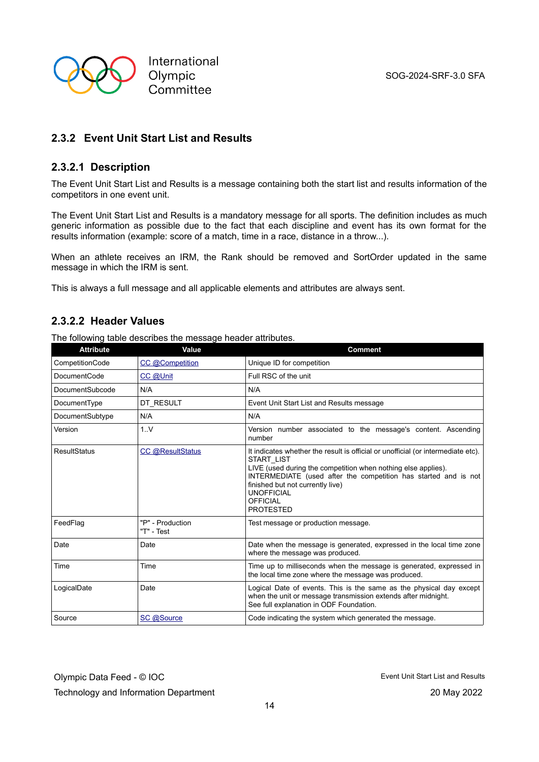### 2.3.2 Event Unit Start List and Results

#### 2.3.2.1 Description

The Event Unit Start List and Results is a message containing both the start list and results information of the competitors in one event unit.

The Event Unit Start List and Results is a mandatory message for all sports. The definition includes as much generic information as possible due to the fact that each discipline and event has its own format for the results information (example: score of a match, time in a race, distance in a throw...).

When an athlete receives an IRM, the Rank should be removed and SortOrder updated in the same message in which the IRM is sent.

This is always a full message and all applicable elements and attributes are always sent.

#### 2.3.2.2 Header Values

The following table describes the message header attributes.

| Attribute | Value | Comment |
|---|---|---|
| CompetitionCode | CC @Competition | Unique ID for competition |
| DocumentCode | CC @Unit | Full RSC of the unit |
| DocumentSubcode | N/A | N/A |
| DocumentType | DT_RESULT | Event Unit Start List and Results message |
| DocumentSubtype | N/A | N/A |
| Version | 1..V | Version number associated to the message's content. Ascending number |
| ResultStatus | CC @ResultStatus | It indicates whether the result is official or unofficial (or intermediate etc).<br>START_LIST<br>LIVE (used during the competition when nothing else applies).<br>INTERMEDIATE (used after the competition has started and is not finished but not currently live)<br>UNOFFICIAL<br>OFFICIAL<br>PROTESTED |
| FeedFlag | "P" - Production<br>"T" - Test | Test message or production message. |
| Date | Date | Date when the message is generated, expressed in the local time zone where the message was produced. |
| Time | Time | Time up to milliseconds when the message is generated, expressed in the local time zone where the message was produced. |
| LogicalDate | Date | Logical Date of events. This is the same as the physical day except when the unit or message transmission extends after midnight.<br>See full explanation in ODF Foundation. |
| Source | SC @Source | Code indicating the system which generated the message. |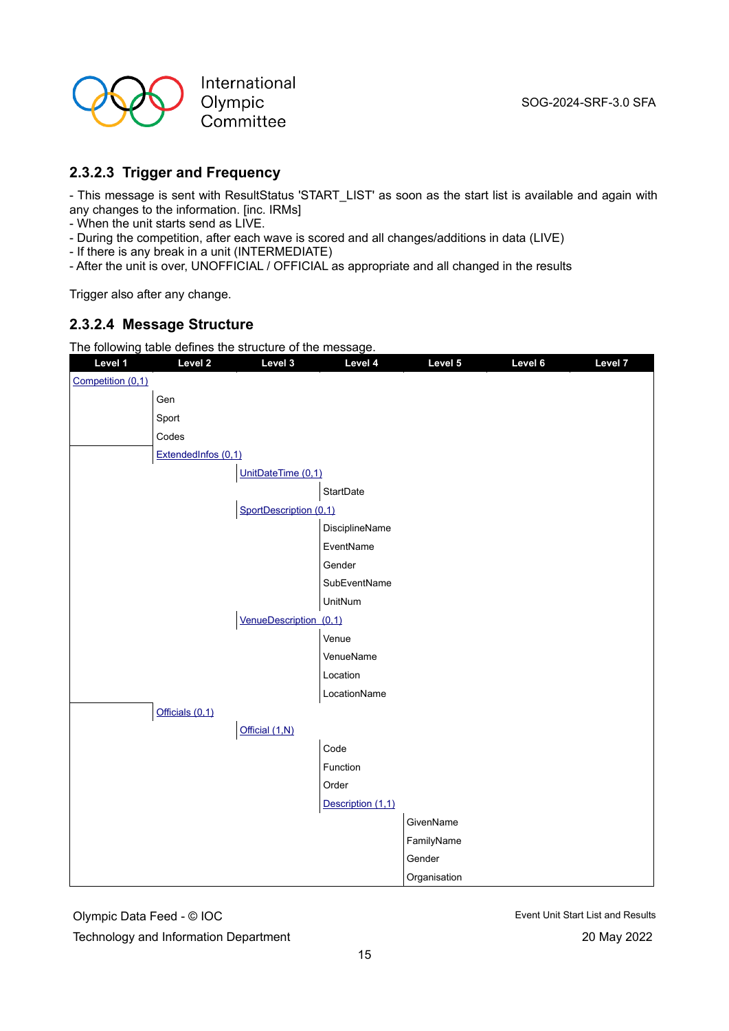### 2.3.2.3 Trigger and Frequency

- This message is sent with ResultStatus 'START_LIST' as soon as the start list is available and again with any changes to the information. [inc. IRMs]
- When the unit starts send as LIVE.
- During the competition, after each wave is scored and all changes/additions in data (LIVE)
- If there is any break in a unit (INTERMEDIATE)
- After the unit is over, UNOFFICIAL / OFFICIAL as appropriate and all changed in the results

Trigger also after any change.

### 2.3.2.4 Message Structure

The following table defines the structure of the message.

| Level 1 | Level 2 | Level 3 | Level 4 | Level 5 | Level 6 | Level 7 |
|---|---|---|---|---|---|---|
| Competition (0,1) | | | | | | |
| | Gen | | | | | |
| | Sport | | | | | |
| | Codes | | | | | |
| | ExtendedInfos (0,1) | | | | | |
| | | UnitDateTime (0,1) | | | | |
| | | | StartDate | | | |
| | | SportDescription (0,1) | | | | |
| | | | DisciplineName | | | |
| | | | EventName | | | |
| | | | Gender | | | |
| | | | SubEventName | | | |
| | | | UnitNum | | | |
| | | VenueDescription (0,1) | | | | |
| | | | Venue | | | |
| | | | VenueName | | | |
| | | | Location | | | |
| | | | LocationName | | | |
| | Officials (0,1) | | | | | |
| | | Official (1,N) | | | | |
| | | | Code | | | |
| | | | Function | | | |
| | | | Order | | | |
| | | | Description (1,1) | | | |
| | | | | GivenName | | |
| | | | | FamilyName | | |
| | | | | Gender | | |
| | | | | Organisation | | |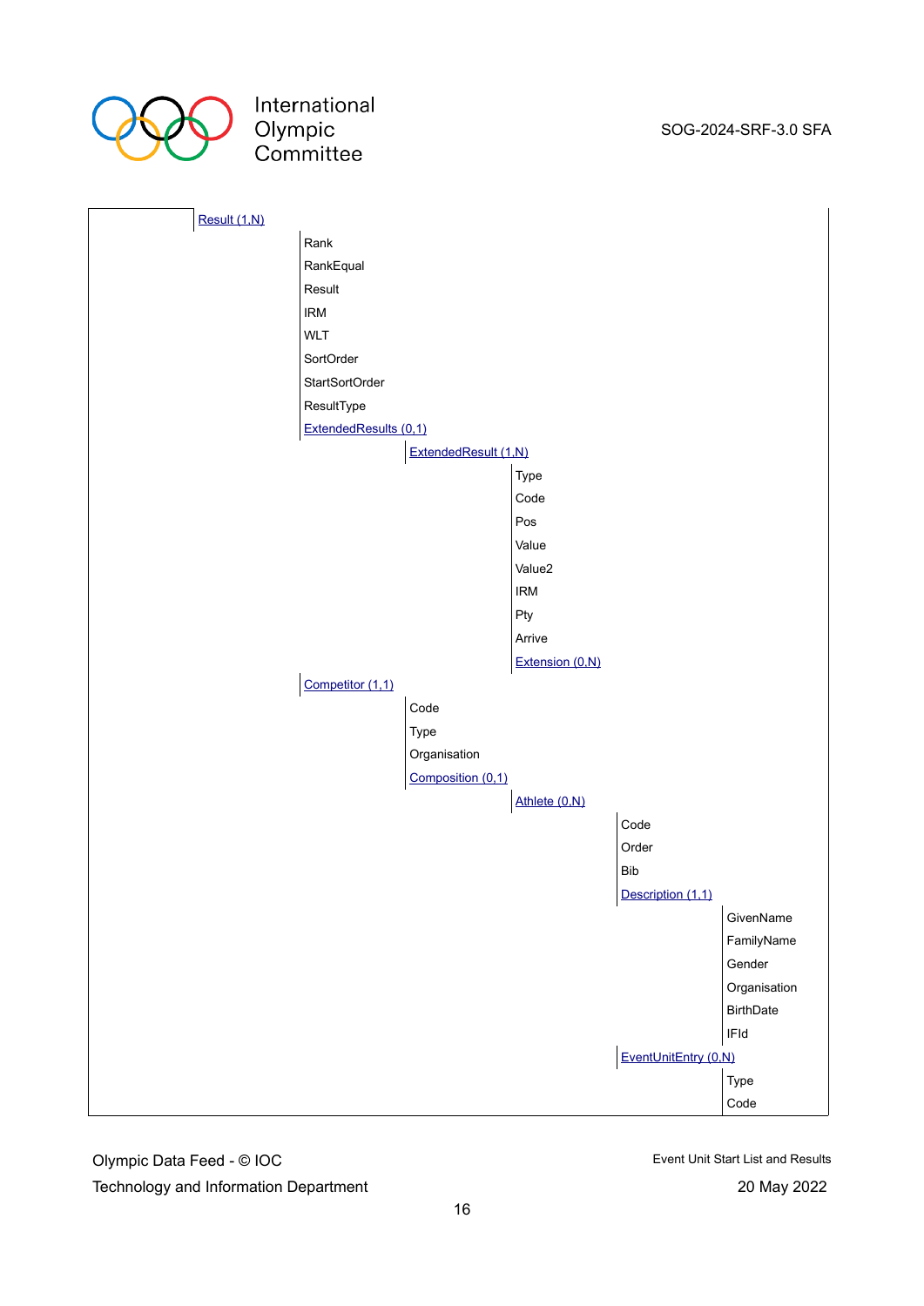| | | | | | |
|---|---|---|---|---|---|
| | Result (1,N) | | | | |
| | | Rank | | | |
| | | RankEqual | | | |
| | | Result | | | |
| | | IRM | | | |
| | | WLT | | | |
| | | SortOrder | | | |
| | | StartSortOrder | | | |
| | | ResultType | | | |
| | | ExtendedResults (0,1) | | | |
| | | | ExtendedResult (1,N) | | |
| | | | | Type | |
| | | | | Code | |
| | | | | Pos | |
| | | | | Value | |
| | | | | Value2 | |
| | | | | IRM | |
| | | | | Pty | |
| | | | | Arrive | |
| | | | | Extension (0,N) | |
| | | Competitor (1,1) | | | |
| | | | Code | | |
| | | | Type | | |
| | | | Organisation | | |
| | | | Composition (0,1) | | |
| | | | | Athlete (0,N) | |
| | | | | | Code |
| | | | | | Order |
| | | | | | Bib |
| | | | | | Description (1,1) |
| | | | | | GivenName |
| | | | | | FamilyName |
| | | | | | Gender |
| | | | | | Organisation |
| | | | | | BirthDate |
| | | | | | IFId |
| | | | | | EventUnitEntry (0,N) |
| | | | | | Type |
| | | | | | Code |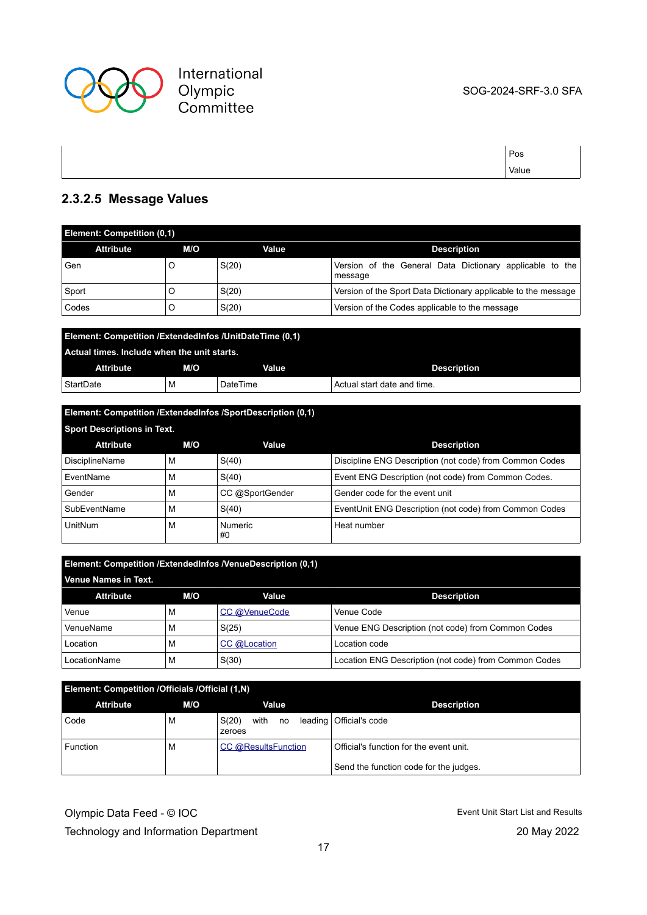| | Pos<br>Value |
|---|---|

### 2.3.2.5 Message Values

| Element: Competition (0,1) | | | |
|---|---|---|---|
| **Attribute** | **M/O** | **Value** | **Description** |
| Gen | O | S(20) | Version of the General Data Dictionary applicable to the message |
| Sport | O | S(20) | Version of the Sport Data Dictionary applicable to the message |
| Codes | O | S(20) | Version of the Codes applicable to the message |

| Element: Competition /ExtendedInfos /UnitDateTime (0,1)<br>Actual times. Include when the unit starts. | | | |
|---|---|---|---|
| **Attribute** | **M/O** | **Value** | **Description** |
| StartDate | M | DateTime | Actual start date and time. |

| Element: Competition /ExtendedInfos /SportDescription (0,1)<br>Sport Descriptions in Text. | | | |
|---|---|---|---|
| **Attribute** | **M/O** | **Value** | **Description** |
| DisciplineName | M | S(40) | Discipline ENG Description (not code) from Common Codes |
| EventName | M | S(40) | Event ENG Description (not code) from Common Codes. |
| Gender | M | CC @SportGender | Gender code for the event unit |
| SubEventName | M | S(40) | EventUnit ENG Description (not code) from Common Codes |
| UnitNum | M | Numeric<br>#0 | Heat number |

| Element: Competition /ExtendedInfos /VenueDescription (0,1)<br>Venue Names in Text. | | | |
|---|---|---|---|
| **Attribute** | **M/O** | **Value** | **Description** |
| Venue | M | CC @VenueCode | Venue Code |
| VenueName | M | S(25) | Venue ENG Description (not code) from Common Codes |
| Location | M | CC @Location | Location code |
| LocationName | M | S(30) | Location ENG Description (not code) from Common Codes |

| Element: Competition /Officials /Official (1,N) | | | |
|---|---|---|---|
| **Attribute** | **M/O** | **Value** | **Description** |
| Code | M | S(20) with no leading zeroes | Official's code |
| Function | M | CC @ResultsFunction | Official's function for the event unit.<br><br>Send the function code for the judges. |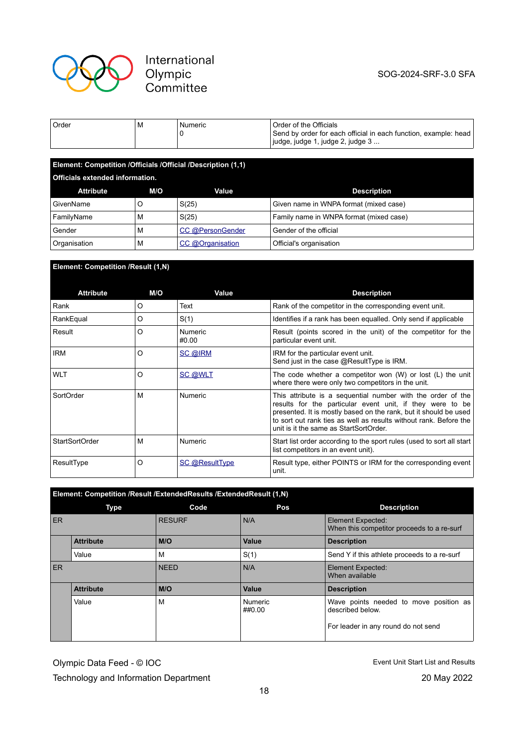| Order | M | Numeric<br>0 | Order of the Officials<br>Send by order for each official in each function, example: head judge, judge 1, judge 2, judge 3 ... |
|---|---|---|---|

**Element: Competition /Officials /Official /Description (1,1)**

**Officials extended information.**

| Attribute | M/O | Value | Description |
|---|---|---|---|
| GivenName | O | S(25) | Given name in WNPA format (mixed case) |
| FamilyName | M | S(25) | Family name in WNPA format (mixed case) |
| Gender | M | CC @PersonGender | Gender of the official |
| Organisation | M | CC @Organisation | Official's organisation |

**Element: Competition /Result (1,N)**

| Attribute | M/O | Value | Description |
|---|---|---|---|
| Rank | O | Text | Rank of the competitor in the corresponding event unit. |
| RankEqual | O | S(1) | Identifies if a rank has been equalled. Only send if applicable |
| Result | O | Numeric<br>#0.00 | Result (points scored in the unit) of the competitor for the particular event unit. |
| IRM | O | SC @IRM | IRM for the particular event unit.<br>Send just in the case @ResultType is IRM. |
| WLT | O | SC @WLT | The code whether a competitor won (W) or lost (L) the unit where there were only two competitors in the unit. |
| SortOrder | M | Numeric | This attribute is a sequential number with the order of the results for the particular event unit, if they were to be presented. It is mostly based on the rank, but it should be used to sort out rank ties as well as results without rank. Before the unit is it the same as StartSortOrder. |
| StartSortOrder | M | Numeric | Start list order according to the sport rules (used to sort all start list competitors in an event unit). |
| ResultType | O | SC @ResultType | Result type, either POINTS or IRM for the corresponding event unit. |

**Element: Competition /Result /ExtendedResults /ExtendedResult (1,N)**

| Type | | Code | Pos | Description |
|---|---|---|---|---|
| ER | | RESURF | N/A | Element Expected:<br>When this competitor proceeds to a re-surf |
| | **Attribute** | **M/O** | **Value** | **Description** |
| | Value | M | S(1) | Send Y if this athlete proceeds to a re-surf |
| ER | | NEED | N/A | Element Expected:<br>When available |
| | **Attribute** | **M/O** | **Value** | **Description** |
| | Value | M | Numeric<br>##0.00 | Wave points needed to move position as described below.<br><br>For leader in any round do not send |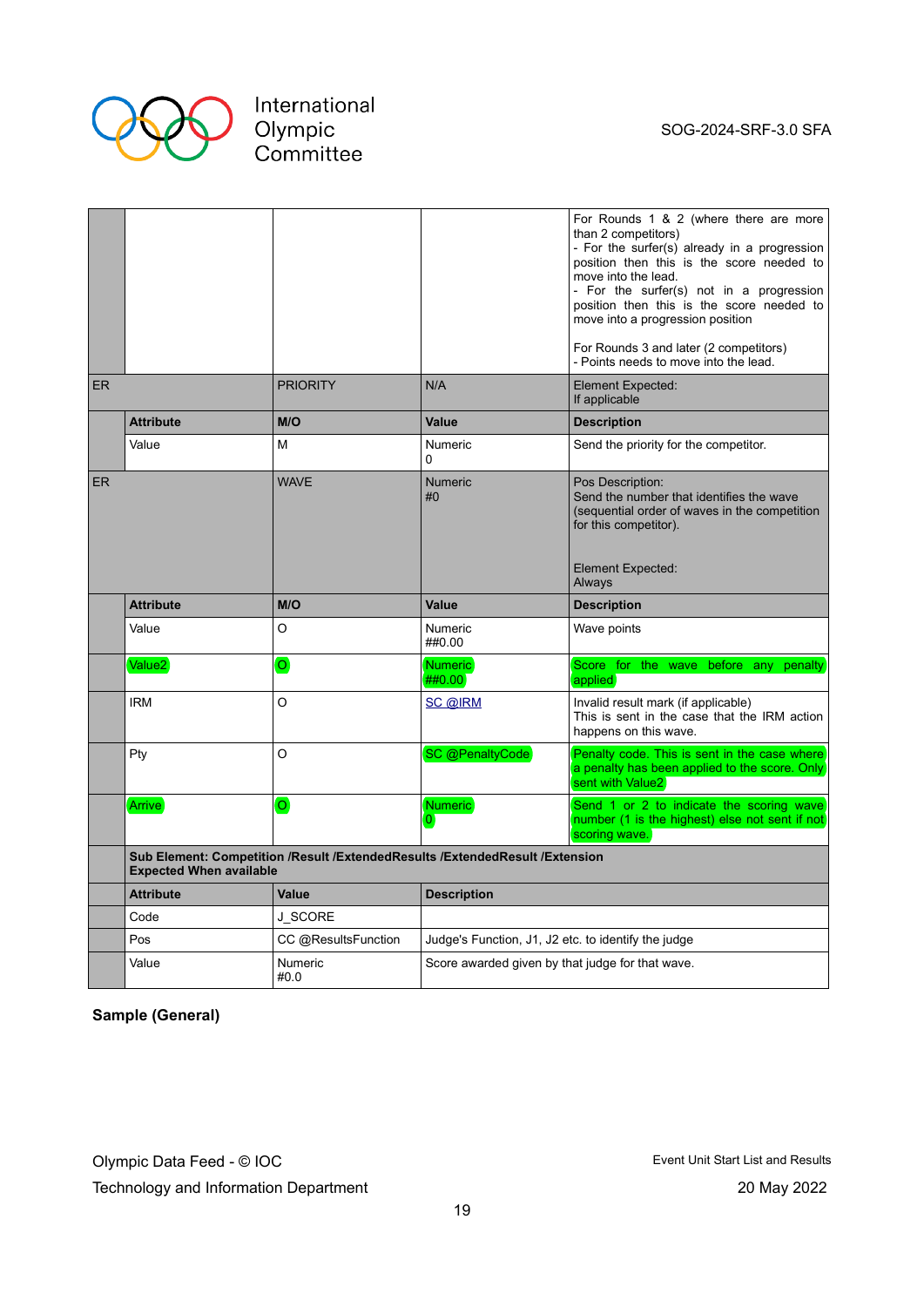| | | | | |
|---|---|---|---|---|
| | | | | For Rounds 1 & 2 (where there are more than 2 competitors)<br>- For the surfer(s) already in a progression position then this is the score needed to move into the lead.<br>- For the surfer(s) not in a progression position then this is the score needed to move into a progression position<br><br>For Rounds 3 and later (2 competitors)<br>- Points needs to move into the lead. |
| ER | | PRIORITY | N/A | Element Expected:<br>If applicable |
| | **Attribute** | **M/O** | **Value** | **Description** |
| | Value | M | Numeric<br>0 | Send the priority for the competitor. |
| ER | | WAVE | Numeric<br>#0 | Pos Description:<br>Send the number that identifies the wave (sequential order of waves in the competition for this competitor).<br><br>Element Expected:<br>Always |
| | **Attribute** | **M/O** | **Value** | **Description** |
| | Value | O | Numeric<br>##0.00 | Wave points |
| | Value2 | O | Numeric<br>##0.00 | Score for the wave before any penalty applied |
| | IRM | O | SC @IRM | Invalid result mark (if applicable)<br>This is sent in the case that the IRM action happens on this wave. |
| | Pty | O | SC @PenaltyCode | Penalty code. This is sent in the case where a penalty has been applied to the score. Only sent with Value2 |
| | Arrive | O | Numeric<br>0 | Send 1 or 2 to indicate the scoring wave number (1 is the highest) else not sent if not scoring wave. |
| | **Sub Element: Competition /Result /ExtendedResults /ExtendedResult /Extension<br>Expected When available** | | | |
| | **Attribute** | **Value** | **Description** | |
| | Code | J_SCORE | | |
| | Pos | CC @ResultsFunction | Judge's Function, J1, J2 etc. to identify the judge | |
| | Value | Numeric<br>#0.0 | Score awarded given by that judge for that wave. | |

**Sample (General)**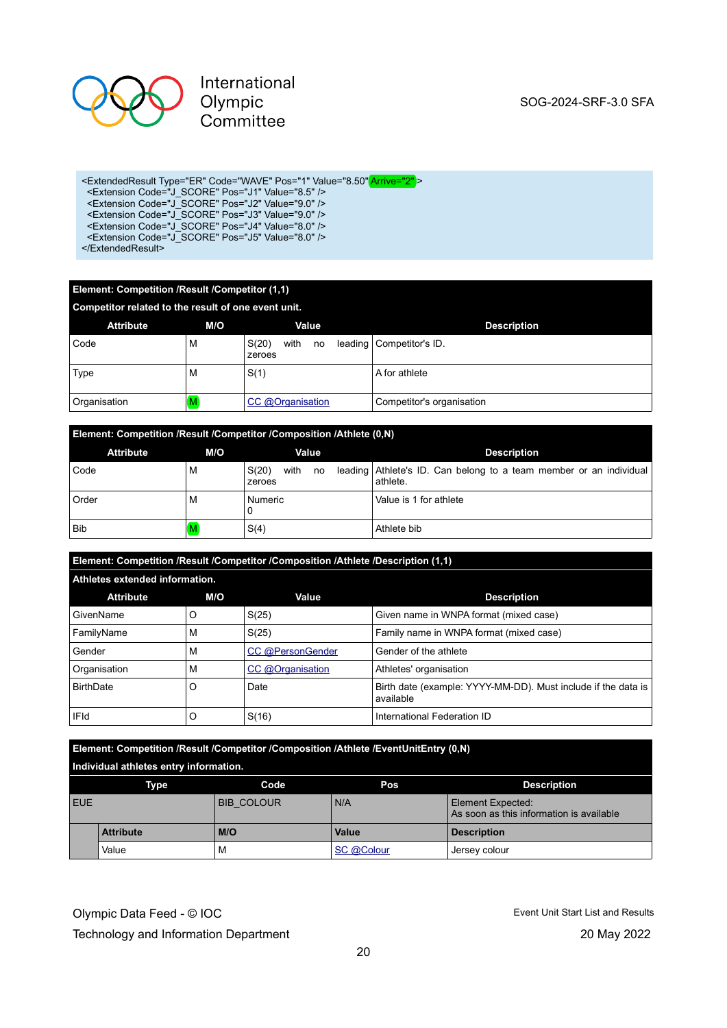```
<ExtendedResult Type="ER" Code="WAVE" Pos="1" Value="8.50" Arrive="2" >
  <Extension Code="J_SCORE" Pos="J1" Value="8.5" />
  <Extension Code="J_SCORE" Pos="J2" Value="9.0" />
  <Extension Code="J_SCORE" Pos="J3" Value="9.0" />
  <Extension Code="J_SCORE" Pos="J4" Value="8.0" />
  <Extension Code="J_SCORE" Pos="J5" Value="8.0" />
</ExtendedResult>
```

**Element: Competition /Result /Competitor (1,1)**

**Competitor related to the result of one event unit.**

| Attribute | M/O | Value | Description |
|---|---|---|---|
| Code | M | S(20) with no leading zeroes | Competitor's ID. |
| Type | M | S(1) | A for athlete |
| Organisation | M | CC @Organisation | Competitor's organisation |

**Element: Competition /Result /Competitor /Composition /Athlete (0,N)**

| Attribute | M/O | Value | Description |
|---|---|---|---|
| Code | M | S(20) with no leading zeroes | Athlete's ID. Can belong to a team member or an individual athlete. |
| Order | M | Numeric 0 | Value is 1 for athlete |
| Bib | M | S(4) | Athlete bib |

**Element: Competition /Result /Competitor /Composition /Athlete /Description (1,1)**

**Athletes extended information.**

| Attribute | M/O | Value | Description |
|---|---|---|---|
| GivenName | O | S(25) | Given name in WNPA format (mixed case) |
| FamilyName | M | S(25) | Family name in WNPA format (mixed case) |
| Gender | M | CC @PersonGender | Gender of the athlete |
| Organisation | M | CC @Organisation | Athletes' organisation |
| BirthDate | O | Date | Birth date (example: YYYY-MM-DD). Must include if the data is available |
| IFId | O | S(16) | International Federation ID |

**Element: Competition /Result /Competitor /Composition /Athlete /EventUnitEntry (0,N)**

**Individual athletes entry information.**

| Type | Code | Pos | Description |
|---|---|---|---|
| EUE | BIB_COLOUR | N/A | Element Expected: As soon as this information is available |
| **Attribute** | **M/O** | **Value** | **Description** |
| Value | M | SC @Colour | Jersey colour |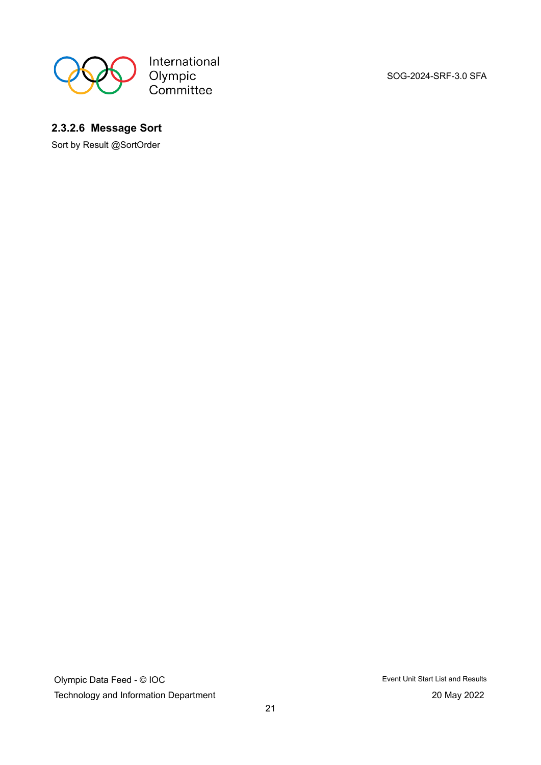#### 2.3.2.6 Message Sort

Sort by Result @SortOrder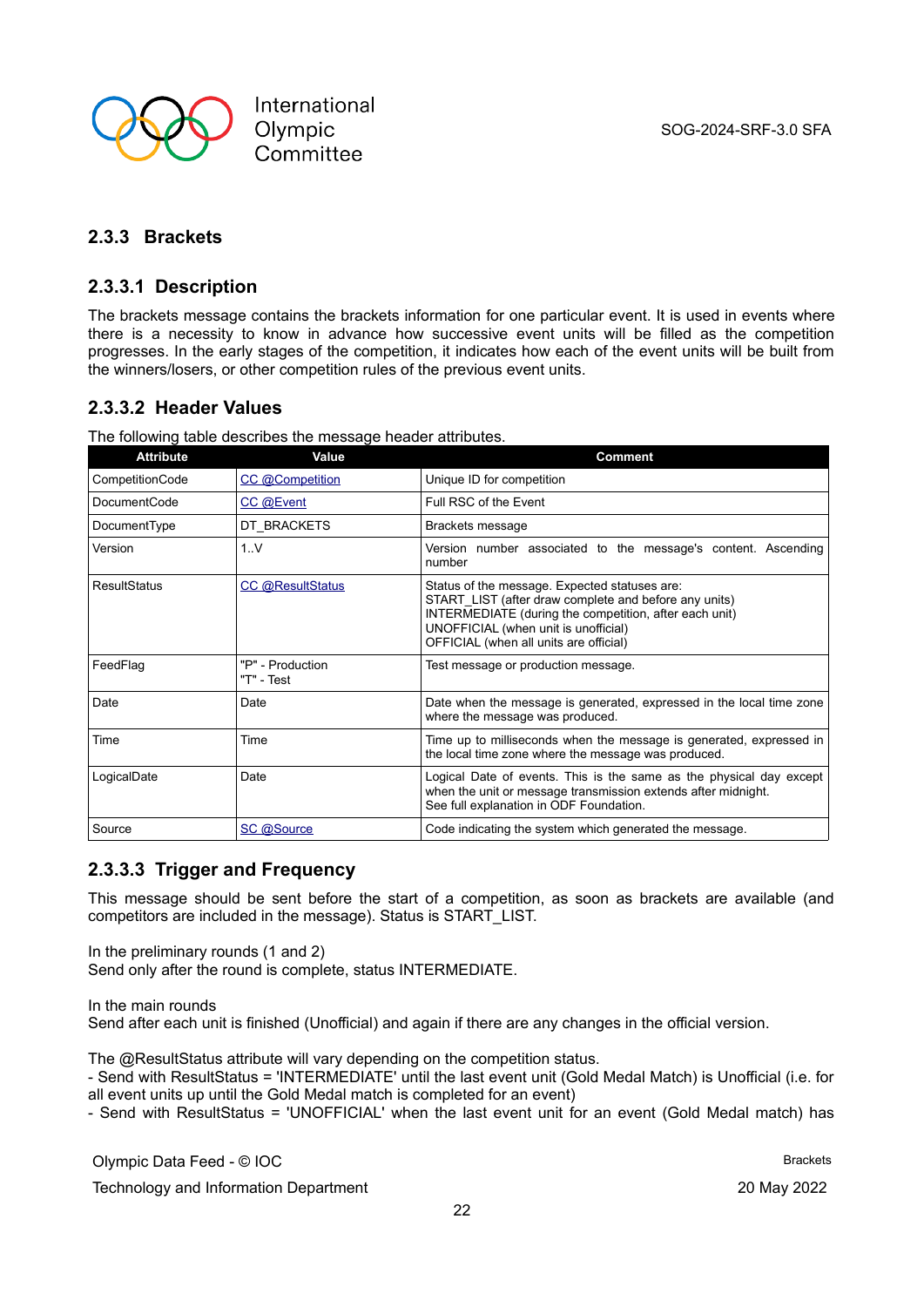### 2.3.3 Brackets

#### 2.3.3.1 Description

The brackets message contains the brackets information for one particular event. It is used in events where there is a necessity to know in advance how successive event units will be filled as the competition progresses. In the early stages of the competition, it indicates how each of the event units will be built from the winners/losers, or other competition rules of the previous event units.

#### 2.3.3.2 Header Values

The following table describes the message header attributes.

| Attribute | Value | Comment |
|---|---|---|
| CompetitionCode | CC @Competition | Unique ID for competition |
| DocumentCode | CC @Event | Full RSC of the Event |
| DocumentType | DT_BRACKETS | Brackets message |
| Version | 1..V | Version number associated to the message's content. Ascending number |
| ResultStatus | CC @ResultStatus | Status of the message. Expected statuses are:<br>START_LIST (after draw complete and before any units)<br>INTERMEDIATE (during the competition, after each unit)<br>UNOFFICIAL (when unit is unofficial)<br>OFFICIAL (when all units are official) |
| FeedFlag | "P" - Production<br>"T" - Test | Test message or production message. |
| Date | Date | Date when the message is generated, expressed in the local time zone where the message was produced. |
| Time | Time | Time up to milliseconds when the message is generated, expressed in the local time zone where the message was produced. |
| LogicalDate | Date | Logical Date of events. This is the same as the physical day except when the unit or message transmission extends after midnight.<br>See full explanation in ODF Foundation. |
| Source | SC @Source | Code indicating the system which generated the message. |

#### 2.3.3.3 Trigger and Frequency

This message should be sent before the start of a competition, as soon as brackets are available (and competitors are included in the message). Status is START_LIST.

In the preliminary rounds (1 and 2)
Send only after the round is complete, status INTERMEDIATE.

In the main rounds
Send after each unit is finished (Unofficial) and again if there are any changes in the official version.

The @ResultStatus attribute will vary depending on the competition status.
- Send with ResultStatus = 'INTERMEDIATE' until the last event unit (Gold Medal Match) is Unofficial (i.e. for all event units up until the Gold Medal match is completed for an event)
- Send with ResultStatus = 'UNOFFICIAL' when the last event unit for an event (Gold Medal match) has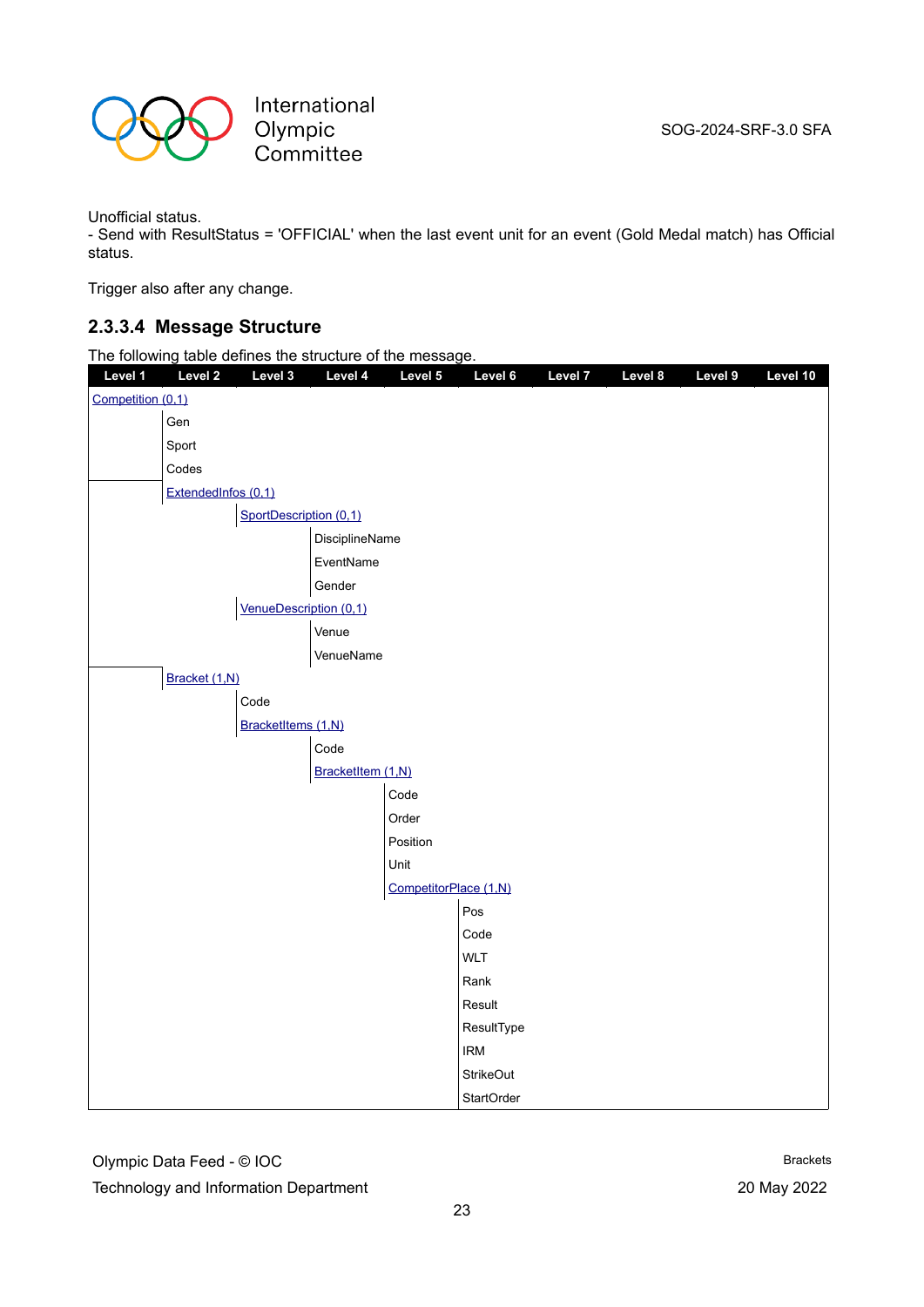Unofficial status.
- Send with ResultStatus = 'OFFICIAL' when the last event unit for an event (Gold Medal match) has Official status.

Trigger also after any change.

### 2.3.3.4 Message Structure

The following table defines the structure of the message.

| Level 1 | Level 2 | Level 3 | Level 4 | Level 5 | Level 6 | Level 7 | Level 8 | Level 9 | Level 10 |
|---|---|---|---|---|---|---|---|---|---|
| Competition (0,1) | | | | | | | | | |
| | Gen | | | | | | | | |
| | Sport | | | | | | | | |
| | Codes | | | | | | | | |
| | ExtendedInfos (0,1) | | | | | | | | |
| | | SportDescription (0,1) | | | | | | | |
| | | | DisciplineName | | | | | | |
| | | | EventName | | | | | | |
| | | | Gender | | | | | | |
| | | VenueDescription (0,1) | | | | | | | |
| | | | Venue | | | | | | |
| | | | VenueName | | | | | | |
| | Bracket (1,N) | | | | | | | | |
| | | Code | | | | | | | |
| | | BracketItems (1,N) | | | | | | | |
| | | | Code | | | | | | |
| | | | BracketItem (1,N) | | | | | | |
| | | | | Code | | | | | |
| | | | | Order | | | | | |
| | | | | Position | | | | | |
| | | | | Unit | | | | | |
| | | | | CompetitorPlace (1,N) | | | | | |
| | | | | | Pos | | | | |
| | | | | | Code | | | | |
| | | | | | WLT | | | | |
| | | | | | Rank | | | | |
| | | | | | Result | | | | |
| | | | | | ResultType | | | | |
| | | | | | IRM | | | | |
| | | | | | StrikeOut | | | | |
| | | | | | StartOrder | | | | |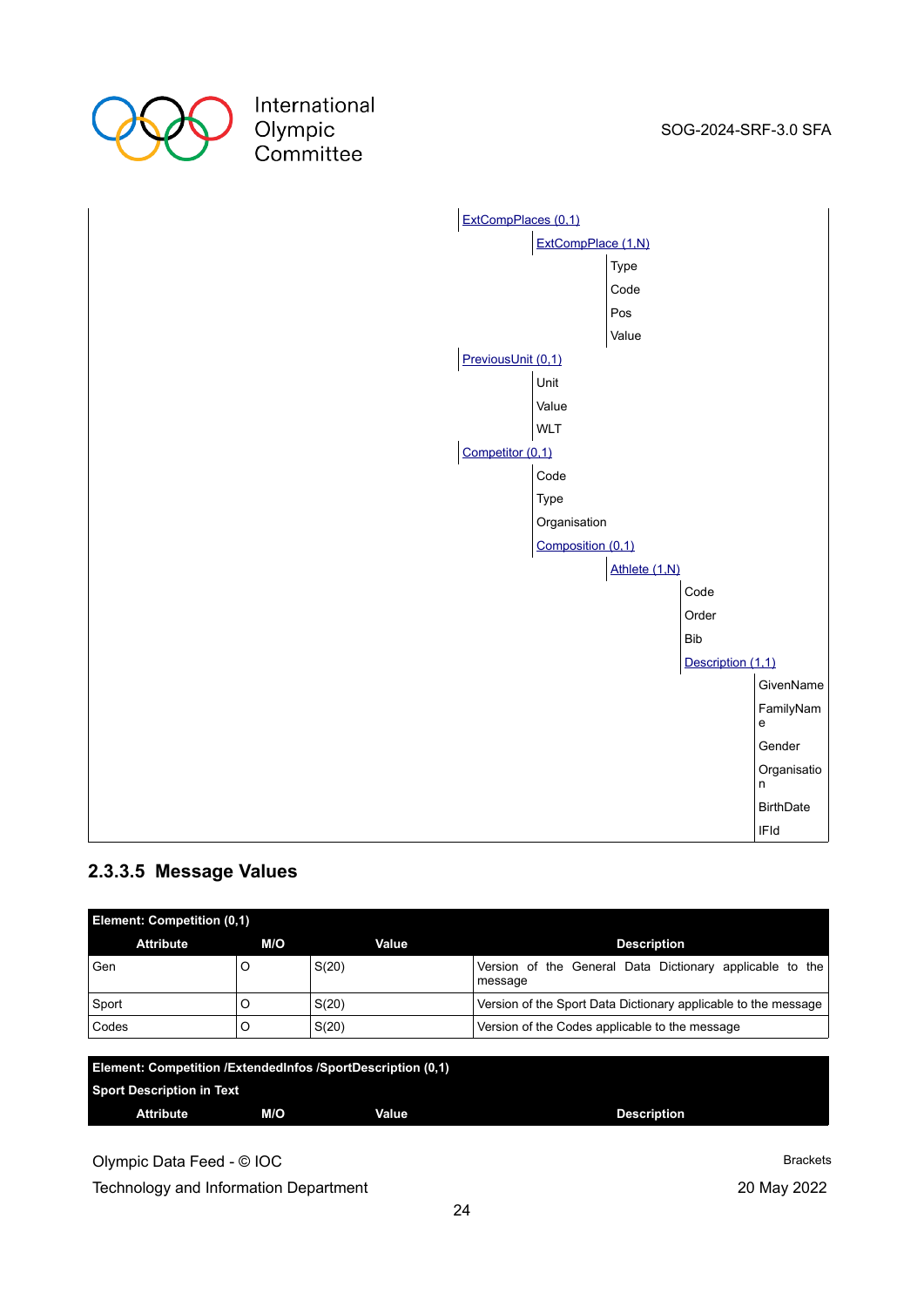| | | | | | |
|---|---|---|---|---|---|
| | ExtCompPlaces (0,1) | | | | |
| | | ExtCompPlace (1,N) | | | |
| | | | Type | | |
| | | | Code | | |
| | | | Pos | | |
| | | | Value | | |
| | PreviousUnit (0,1) | | | | |
| | | Unit | | | |
| | | Value | | | |
| | | WLT | | | |
| | Competitor (0,1) | | | | |
| | | Code | | | |
| | | Type | | | |
| | | Organisation | | | |
| | | Composition (0,1) | | | |
| | | | Athlete (1,N) | | |
| | | | | Code | |
| | | | | Order | |
| | | | | Bib | |
| | | | | Description (1,1) | |
| | | | | | GivenName |
| | | | | | FamilyName |
| | | | | | Gender |
| | | | | | Organisation |
| | | | | | BirthDate |
| | | | | | IFId |

### 2.3.3.5 Message Values

| **Element: Competition (0,1)** | | | |
|---|---|---|---|
| **Attribute** | **M/O** | **Value** | **Description** |
| Gen | O | S(20) | Version of the General Data Dictionary applicable to the message |
| Sport | O | S(20) | Version of the Sport Data Dictionary applicable to the message |
| Codes | O | S(20) | Version of the Codes applicable to the message |

| **Element: Competition /ExtendedInfos /SportDescription (0,1)** <br> **Sport Description in Text** | | | |
|---|---|---|---|
| **Attribute** | **M/O** | **Value** | **Description** |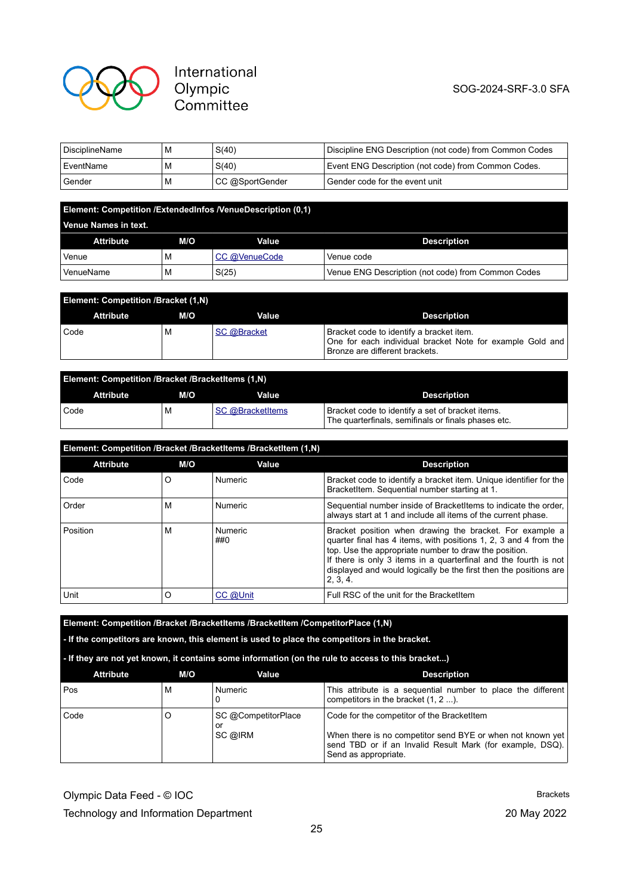| DisciplineName | M | S(40) | Discipline ENG Description (not code) from Common Codes |
|---|---|---|---|
| EventName | M | S(40) | Event ENG Description (not code) from Common Codes. |
| Gender | M | CC @SportGender | Gender code for the event unit |

**Element: Competition /ExtendedInfos /VenueDescription (0,1)**

**Venue Names in text.**

| Attribute | M/O | Value | Description |
|---|---|---|---|
| Venue | M | CC @VenueCode | Venue code |
| VenueName | M | S(25) | Venue ENG Description (not code) from Common Codes |

**Element: Competition /Bracket (1,N)**

| Attribute | M/O | Value | Description |
|---|---|---|---|
| Code | M | SC @Bracket | Bracket code to identify a bracket item.<br>One for each individual bracket Note for example Gold and Bronze are different brackets. |

**Element: Competition /Bracket /BracketItems (1,N)**

| Attribute | M/O | Value | Description |
|---|---|---|---|
| Code | M | SC @BracketItems | Bracket code to identify a set of bracket items.<br>The quarterfinals, semifinals or finals phases etc. |

**Element: Competition /Bracket /BracketItems /BracketItem (1,N)**

| Attribute | M/O | Value | Description |
|---|---|---|---|
| Code | O | Numeric | Bracket code to identify a bracket item. Unique identifier for the BracketItem. Sequential number starting at 1. |
| Order | M | Numeric | Sequential number inside of BracketItems to indicate the order, always start at 1 and include all items of the current phase. |
| Position | M | Numeric<br>##0 | Bracket position when drawing the bracket. For example a quarter final has 4 items, with positions 1, 2, 3 and 4 from the top. Use the appropriate number to draw the position.<br>If there is only 3 items in a quarterfinal and the fourth is not displayed and would logically be the first then the positions are 2, 3, 4. |
| Unit | O | CC @Unit | Full RSC of the unit for the BracketItem |

**Element: Competition /Bracket /BracketItems /BracketItem /CompetitorPlace (1,N)**

**- If the competitors are known, this element is used to place the competitors in the bracket.**

**- If they are not yet known, it contains some information (on the rule to access to this bracket...)**

| Attribute | M/O | Value | Description |
|---|---|---|---|
| Pos | M | Numeric<br>0 | This attribute is a sequential number to place the different competitors in the bracket (1, 2 ...). |
| Code | O | SC @CompetitorPlace<br>or<br>SC @IRM | Code for the competitor of the BracketItem<br><br>When there is no competitor send BYE or when not known yet send TBD or if an Invalid Result Mark (for example, DSQ). Send as appropriate. |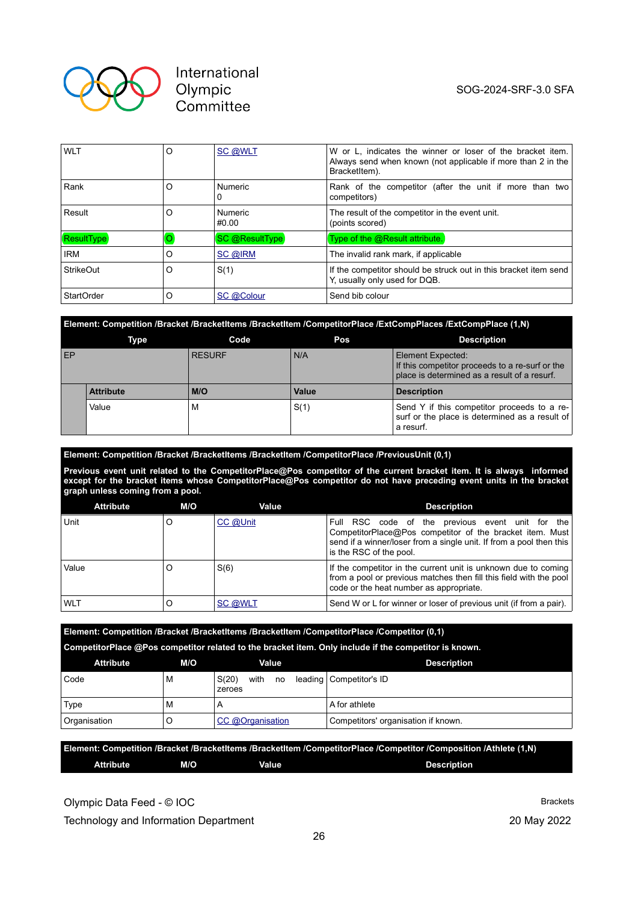| WLT | O | SC @WLT | W or L, indicates the winner or loser of the bracket item. Always send when known (not applicable if more than 2 in the BracketItem). |
|---|---|---|---|
| Rank | O | Numeric<br>0 | Rank of the competitor (after the unit if more than two competitors) |
| Result | O | Numeric<br>#0.00 | The result of the competitor in the event unit.<br>(points scored) |
| ResultType | O | SC @ResultType | Type of the @Result attribute. |
| IRM | O | SC @IRM | The invalid rank mark, if applicable |
| StrikeOut | O | S(1) | If the competitor should be struck out in this bracket item send Y, usually only used for DQB. |
| StartOrder | O | SC @Colour | Send bib colour |

**Element: Competition /Bracket /BracketItems /BracketItem /CompetitorPlace /ExtCompPlaces /ExtCompPlace (1,N)**

| Type | | Code | Pos | Description |
|---|---|---|---|---|
| EP | | RESURF | N/A | Element Expected:<br>If this competitor proceeds to a re-surf or the place is determined as a result of a resurf. |
| | **Attribute** | **M/O** | **Value** | **Description** |
| | Value | M | S(1) | Send Y if this competitor proceeds to a re-surf or the place is determined as a result of a resurf. |

**Element: Competition /Bracket /BracketItems /BracketItem /CompetitorPlace /PreviousUnit (0,1)**

**Previous event unit related to the CompetitorPlace@Pos competitor of the current bracket item. It is always informed except for the bracket items whose CompetitorPlace@Pos competitor do not have preceding event units in the bracket graph unless coming from a pool.**

| Attribute | M/O | Value | Description |
|---|---|---|---|
| Unit | O | CC @Unit | Full RSC code of the previous event unit for the CompetitorPlace@Pos competitor of the bracket item. Must send if a winner/loser from a single unit. If from a pool then this is the RSC of the pool. |
| Value | O | S(6) | If the competitor in the current unit is unknown due to coming from a pool or previous matches then fill this field with the pool code or the heat number as appropriate. |
| WLT | O | SC @WLT | Send W or L for winner or loser of previous unit (if from a pair). |

**Element: Competition /Bracket /BracketItems /BracketItem /CompetitorPlace /Competitor (0,1)**

**CompetitorPlace @Pos competitor related to the bracket item. Only include if the competitor is known.**

| Attribute | M/O | Value | Description |
|---|---|---|---|
| Code | M | S(20) with no leading zeroes | Competitor's ID |
| Type | M | A | A for athlete |
| Organisation | O | CC @Organisation | Competitors' organisation if known. |

**Element: Competition /Bracket /BracketItems /BracketItem /CompetitorPlace /Competitor /Composition /Athlete (1,N)**

| Attribute | M/O | Value | Description |
|---|---|---|---|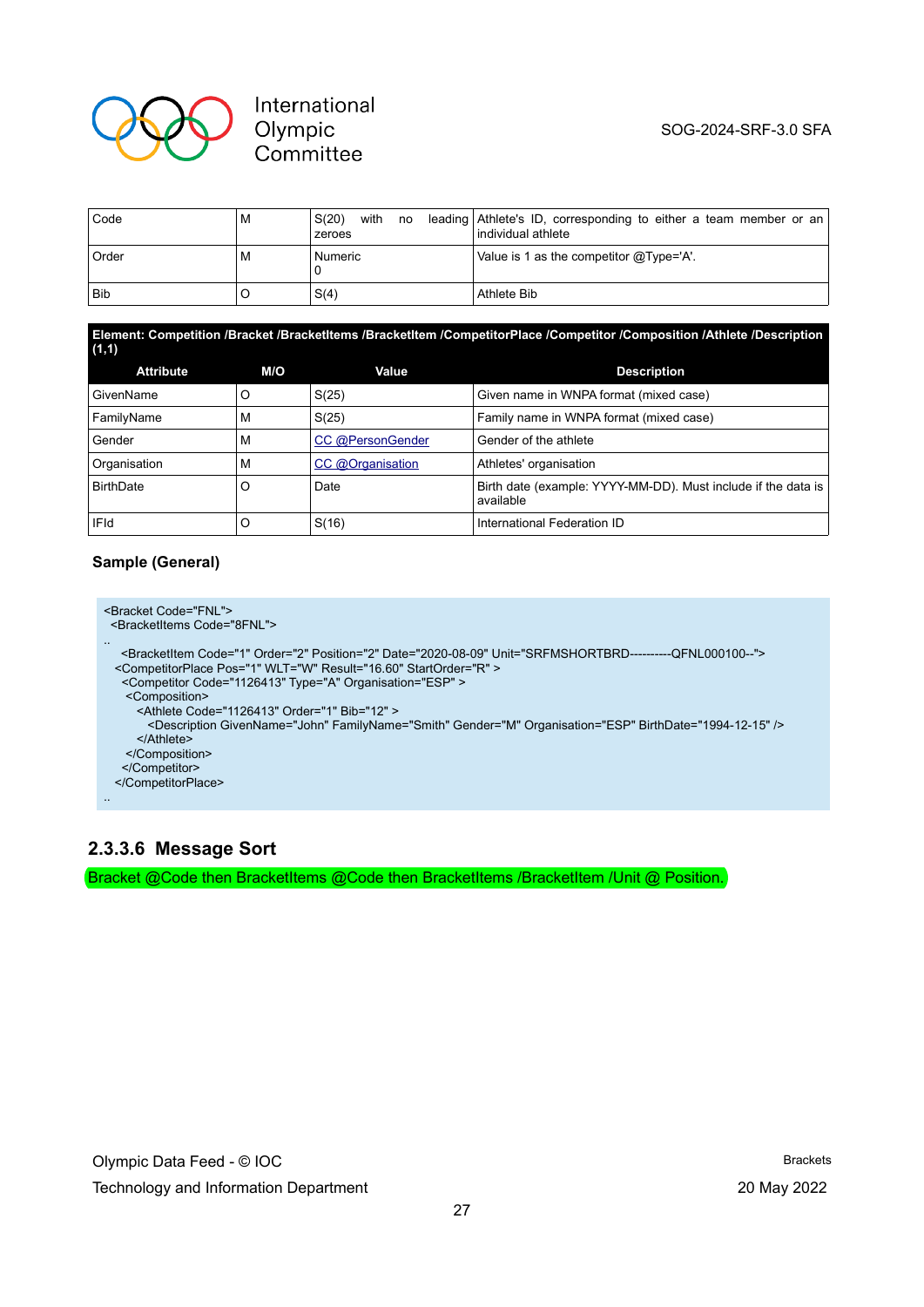| Code | M | S(20) with no leading zeroes | Athlete's ID, corresponding to either a team member or an individual athlete |
|---|---|---|---|
| Order | M | Numeric<br>0 | Value is 1 as the competitor @Type='A'. |
| Bib | O | S(4) | Athlete Bib |

**Element: Competition /Bracket /BracketItems /BracketItem /CompetitorPlace /Competitor /Composition /Athlete /Description (1,1)**

| Attribute | M/O | Value | Description |
|---|---|---|---|
| GivenName | O | S(25) | Given name in WNPA format (mixed case) |
| FamilyName | M | S(25) | Family name in WNPA format (mixed case) |
| Gender | M | CC @PersonGender | Gender of the athlete |
| Organisation | M | CC @Organisation | Athletes' organisation |
| BirthDate | O | Date | Birth date (example: YYYY-MM-DD). Must include if the data is available |
| IFId | O | S(16) | International Federation ID |

**Sample (General)**

```
<Bracket Code="FNL">
 <BracketItems Code="8FNL">
..
   <BracketItem Code="1" Order="2" Position="2" Date="2020-08-09" Unit="SRFMSHORTBRD----------QFNL000100--">
  <CompetitorPlace Pos="1" WLT="W" Result="16.60" StartOrder="R" >
    <Competitor Code="1126413" Type="A" Organisation="ESP" >
     <Composition>
        <Athlete Code="1126413" Order="1" Bib="12" >
           <Description GivenName="John" FamilyName="Smith" Gender="M" Organisation="ESP" BirthDate="1994-12-15" />
        </Athlete>
     </Composition>
    </Competitor>
  </CompetitorPlace>
..
```

### 2.3.3.6 Message Sort

Bracket @Code then BracketItems @Code then BracketItems /BracketItem /Unit @ Position.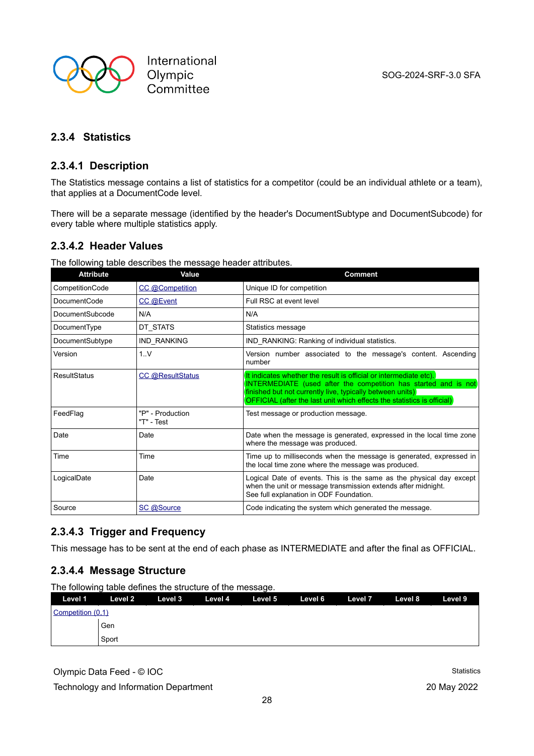## 2.3.4 Statistics

### 2.3.4.1 Description

The Statistics message contains a list of statistics for a competitor (could be an individual athlete or a team), that applies at a DocumentCode level.

There will be a separate message (identified by the header's DocumentSubtype and DocumentSubcode) for every table where multiple statistics apply.

### 2.3.4.2 Header Values

The following table describes the message header attributes.

| Attribute | Value | Comment |
|---|---|---|
| CompetitionCode | CC @Competition | Unique ID for competition |
| DocumentCode | CC @Event | Full RSC at event level |
| DocumentSubcode | N/A | N/A |
| DocumentType | DT_STATS | Statistics message |
| DocumentSubtype | IND_RANKING | IND_RANKING: Ranking of individual statistics. |
| Version | 1..V | Version number associated to the message's content. Ascending number |
| ResultStatus | CC @ResultStatus | It indicates whether the result is official or intermediate etc).<br>INTERMEDIATE (used after the competition has started and is not finished but not currently live, typically between units)<br>OFFICIAL (after the last unit which effects the statistics is official) |
| FeedFlag | "P" - Production<br>"T" - Test | Test message or production message. |
| Date | Date | Date when the message is generated, expressed in the local time zone where the message was produced. |
| Time | Time | Time up to milliseconds when the message is generated, expressed in the local time zone where the message was produced. |
| LogicalDate | Date | Logical Date of events. This is the same as the physical day except when the unit or message transmission extends after midnight.<br>See full explanation in ODF Foundation. |
| Source | SC @Source | Code indicating the system which generated the message. |

### 2.3.4.3 Trigger and Frequency

This message has to be sent at the end of each phase as INTERMEDIATE and after the final as OFFICIAL.

### 2.3.4.4 Message Structure

The following table defines the structure of the message.

| Level 1 | Level 2 | Level 3 | Level 4 | Level 5 | Level 6 | Level 7 | Level 8 | Level 9 |
|---|---|---|---|---|---|---|---|---|
| Competition (0,1) | | | | | | | | |
| | Gen | | | | | | | |
| | Sport | | | | | | | |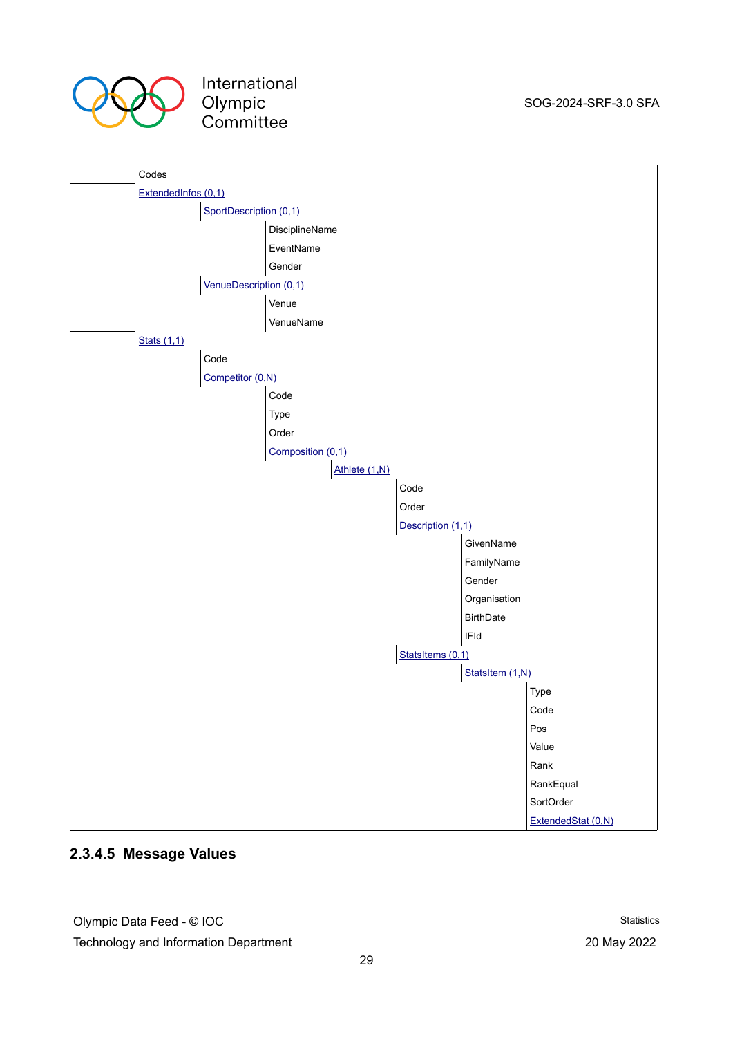- Codes
- ExtendedInfos (0,1)
  - SportDescription (0,1)
    - DisciplineName
    - EventName
    - Gender
  - VenueDescription (0,1)
    - Venue
    - VenueName
- Stats (1,1)
  - Code
  - Competitor (0,N)
    - Code
    - Type
    - Order
    - Composition (0,1)
      - Athlete (1,N)
        - Code
        - Order
        - Description (1,1)
          - GivenName
          - FamilyName
          - Gender
          - Organisation
          - BirthDate
          - IFId
        - StatsItems (0,1)
          - StatsItem (1,N)
            - Type
            - Code
            - Pos
            - Value
            - Rank
            - RankEqual
            - SortOrder
            - ExtendedStat (0,N)

#### 2.3.4.5 Message Values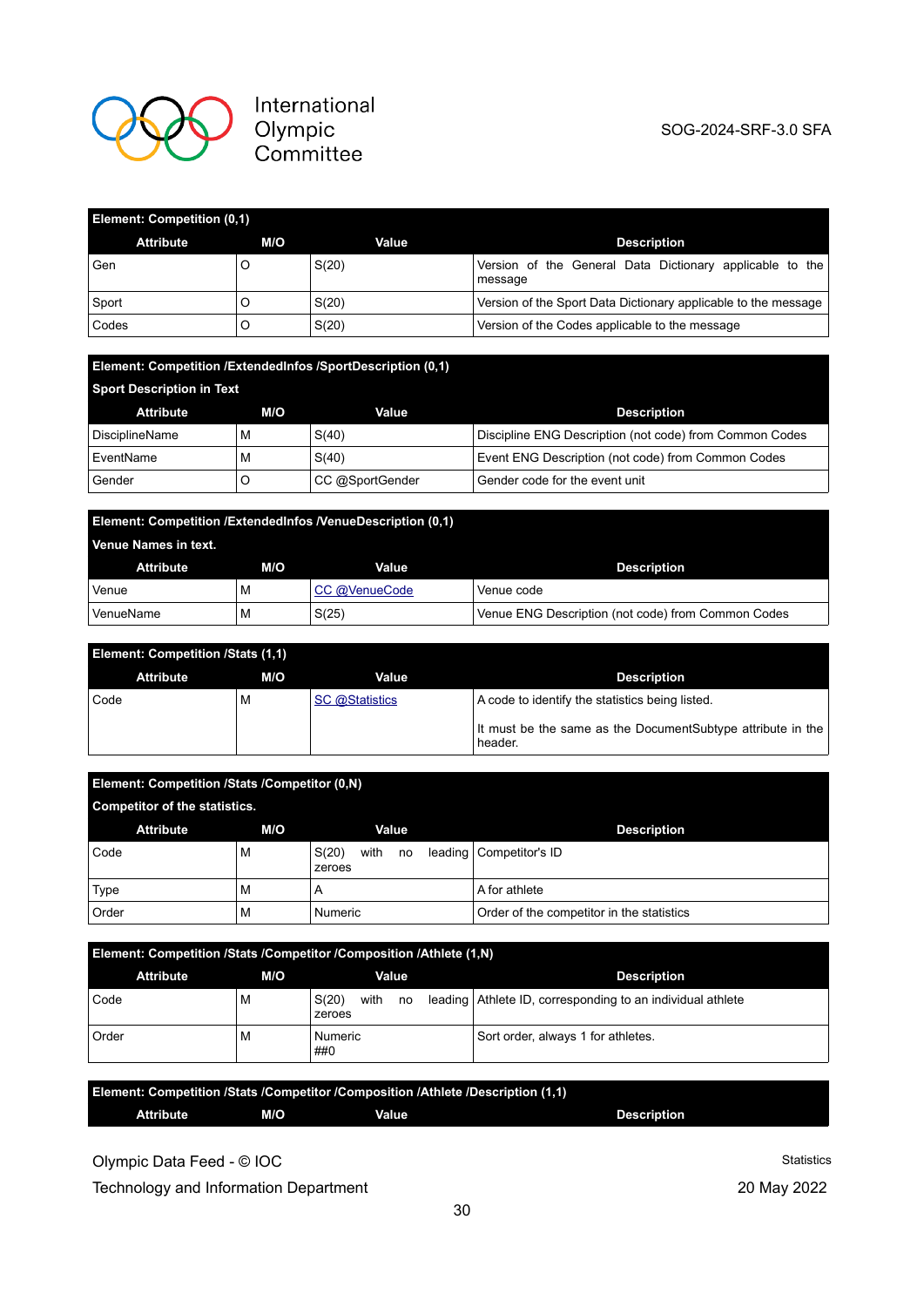| Element: Competition (0,1) | | | |
|---|---|---|---|
| **Attribute** | **M/O** | **Value** | **Description** |
| Gen | O | S(20) | Version of the General Data Dictionary applicable to the message |
| Sport | O | S(20) | Version of the Sport Data Dictionary applicable to the message |
| Codes | O | S(20) | Version of the Codes applicable to the message |

| Element: Competition /ExtendedInfos /SportDescription (0,1)<br>Sport Description in Text | | | |
|---|---|---|---|
| **Attribute** | **M/O** | **Value** | **Description** |
| DisciplineName | M | S(40) | Discipline ENG Description (not code) from Common Codes |
| EventName | M | S(40) | Event ENG Description (not code) from Common Codes |
| Gender | O | CC @SportGender | Gender code for the event unit |

| Element: Competition /ExtendedInfos /VenueDescription (0,1)<br>Venue Names in text. | | | |
|---|---|---|---|
| **Attribute** | **M/O** | **Value** | **Description** |
| Venue | M | CC @VenueCode | Venue code |
| VenueName | M | S(25) | Venue ENG Description (not code) from Common Codes |

| Element: Competition /Stats (1,1) | | | |
|---|---|---|---|
| **Attribute** | **M/O** | **Value** | **Description** |
| Code | M | SC @Statistics | A code to identify the statistics being listed.<br><br>It must be the same as the DocumentSubtype attribute in the header. |

| Element: Competition /Stats /Competitor (0,N)<br>Competitor of the statistics. | | | |
|---|---|---|---|
| **Attribute** | **M/O** | **Value** | **Description** |
| Code | M | S(20) with no leading zeroes | Competitor's ID |
| Type | M | A | A for athlete |
| Order | M | Numeric | Order of the competitor in the statistics |

| Element: Competition /Stats /Competitor /Composition /Athlete (1,N) | | | |
|---|---|---|---|
| **Attribute** | **M/O** | **Value** | **Description** |
| Code | M | S(20) with no leading zeroes | Athlete ID, corresponding to an individual athlete |
| Order | M | Numeric<br>##0 | Sort order, always 1 for athletes. |

| Element: Competition /Stats /Competitor /Composition /Athlete /Description (1,1) | | | |
|---|---|---|---|
| **Attribute** | **M/O** | **Value** | **Description** |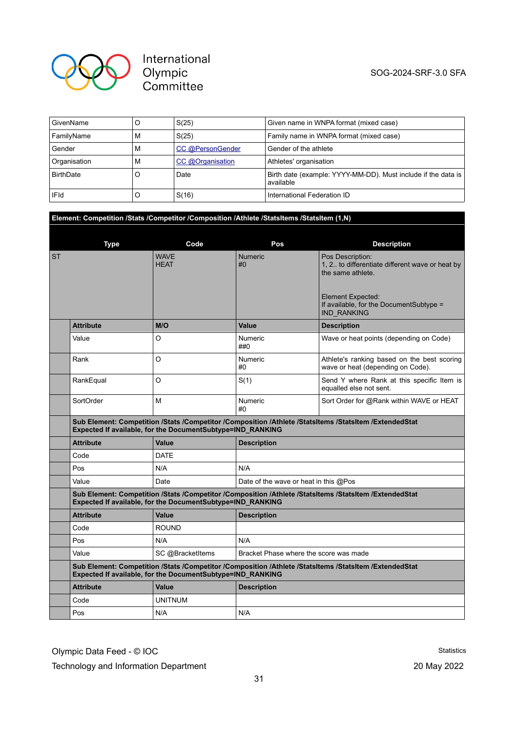| GivenName | O | S(25) | Given name in WNPA format (mixed case) |
|---|---|---|---|
| FamilyName | M | S(25) | Family name in WNPA format (mixed case) |
| Gender | M | CC @PersonGender | Gender of the athlete |
| Organisation | M | CC @Organisation | Athletes' organisation |
| BirthDate | O | Date | Birth date (example: YYYY-MM-DD). Must include if the data is available |
| IFId | O | S(16) | International Federation ID |

**Element: Competition /Stats /Competitor /Composition /Athlete /StatsItems /StatsItem (1,N)**

| Type | | Code | Pos | Description |
|---|---|---|---|---|
| ST | | WAVE<br>HEAT | Numeric<br>#0 | Pos Description:<br>1, 2.. to differentiate different wave or heat by the same athlete.<br><br>Element Expected:<br>If available, for the DocumentSubtype = IND_RANKING |
| | **Attribute** | **M/O** | **Value** | **Description** |
| | Value | O | Numeric<br>##0 | Wave or heat points (depending on Code) |
| | Rank | O | Numeric<br>#0 | Athlete's ranking based on the best scoring wave or heat (depending on Code). |
| | RankEqual | O | S(1) | Send Y where Rank at this specific Item is equalled else not sent. |
| | SortOrder | M | Numeric<br>#0 | Sort Order for @Rank within WAVE or HEAT |
| | **Sub Element: Competition /Stats /Competitor /Composition /Athlete /StatsItems /StatsItem /ExtendedStat<br>Expected If available, for the DocumentSubtype=IND_RANKING** | | | |
| | **Attribute** | **Value** | **Description** | |
| | Code | DATE | | |
| | Pos | N/A | N/A | |
| | Value | Date | Date of the wave or heat in this @Pos | |
| | **Sub Element: Competition /Stats /Competitor /Composition /Athlete /StatsItems /StatsItem /ExtendedStat<br>Expected If available, for the DocumentSubtype=IND_RANKING** | | | |
| | **Attribute** | **Value** | **Description** | |
| | Code | ROUND | | |
| | Pos | N/A | N/A | |
| | Value | SC @BracketItems | Bracket Phase where the score was made | |
| | **Sub Element: Competition /Stats /Competitor /Composition /Athlete /StatsItems /StatsItem /ExtendedStat<br>Expected If available, for the DocumentSubtype=IND_RANKING** | | | |
| | **Attribute** | **Value** | **Description** | |
| | Code | UNITNUM | | |
| | Pos | N/A | N/A | |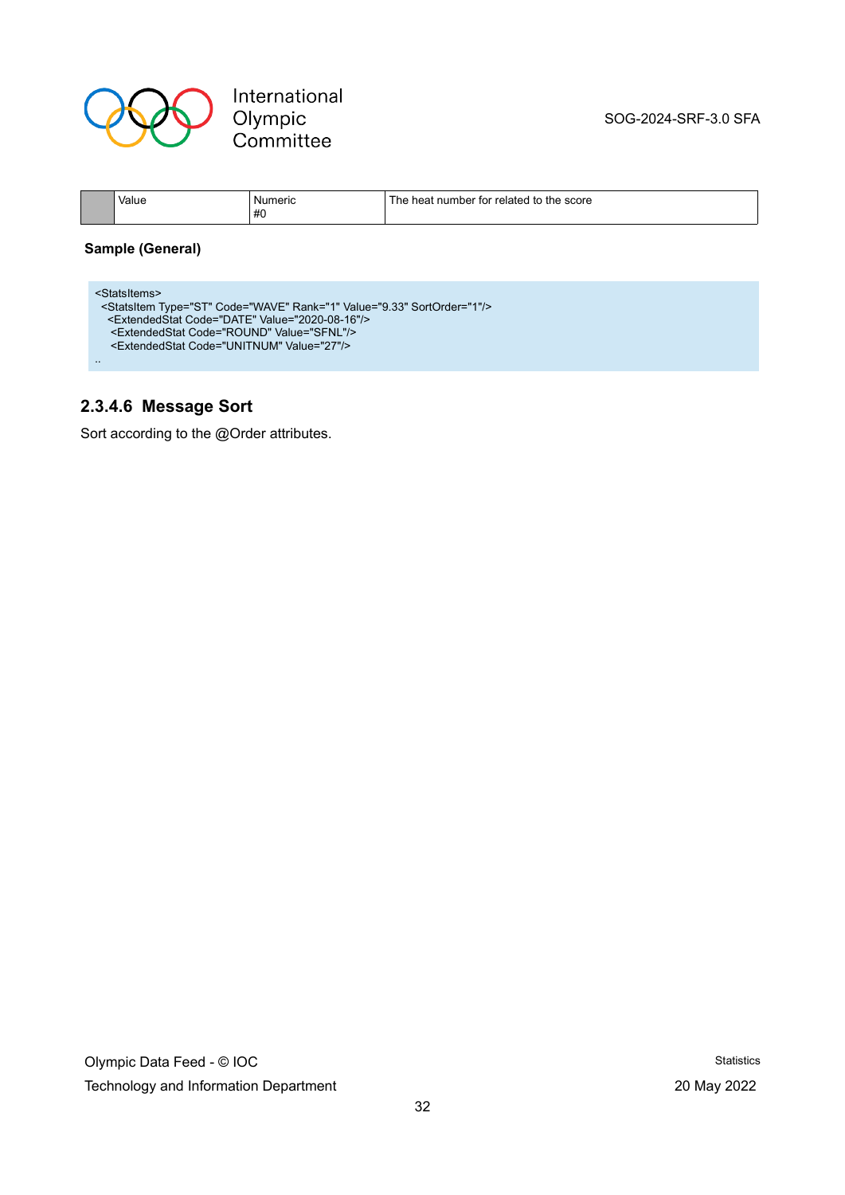| | Value | Numeric #0 | The heat number for related to the score |
|---|---|---|---|

**Sample (General)**

```
<StatsItems>
 <StatsItem Type="ST" Code="WAVE" Rank="1" Value="9.33" SortOrder="1"/>
  <ExtendedStat Code="DATE" Value="2020-08-16"/>
   <ExtendedStat Code="ROUND" Value="SFNL"/>
   <ExtendedStat Code="UNITNUM" Value="27"/>
..
```

#### 2.3.4.6 Message Sort

Sort according to the @Order attributes.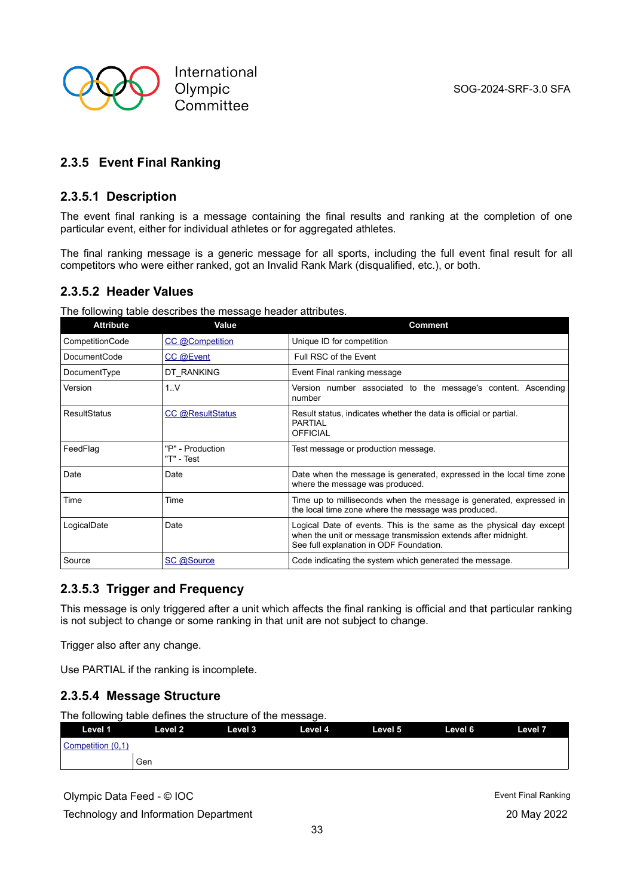## 2.3.5 Event Final Ranking

### 2.3.5.1 Description

The event final ranking is a message containing the final results and ranking at the completion of one particular event, either for individual athletes or for aggregated athletes.

The final ranking message is a generic message for all sports, including the full event final result for all competitors who were either ranked, got an Invalid Rank Mark (disqualified, etc.), or both.

### 2.3.5.2 Header Values

The following table describes the message header attributes.

| Attribute | Value | Comment |
|---|---|---|
| CompetitionCode | CC @Competition | Unique ID for competition |
| DocumentCode | CC @Event | Full RSC of the Event |
| DocumentType | DT_RANKING | Event Final ranking message |
| Version | 1..V | Version number associated to the message's content. Ascending number |
| ResultStatus | CC @ResultStatus | Result status, indicates whether the data is official or partial.<br>PARTIAL<br>OFFICIAL |
| FeedFlag | "P" - Production<br>"T" - Test | Test message or production message. |
| Date | Date | Date when the message is generated, expressed in the local time zone where the message was produced. |
| Time | Time | Time up to milliseconds when the message is generated, expressed in the local time zone where the message was produced. |
| LogicalDate | Date | Logical Date of events. This is the same as the physical day except when the unit or message transmission extends after midnight.<br>See full explanation in ODF Foundation. |
| Source | SC @Source | Code indicating the system which generated the message. |

### 2.3.5.3 Trigger and Frequency

This message is only triggered after a unit which affects the final ranking is official and that particular ranking is not subject to change or some ranking in that unit are not subject to change.

Trigger also after any change.

Use PARTIAL if the ranking is incomplete.

### 2.3.5.4 Message Structure

The following table defines the structure of the message.

| Level 1 | Level 2 | Level 3 | Level 4 | Level 5 | Level 6 | Level 7 |
|---|---|---|---|---|---|---|
| Competition (0,1) | | | | | | |
| | Gen | | | | | |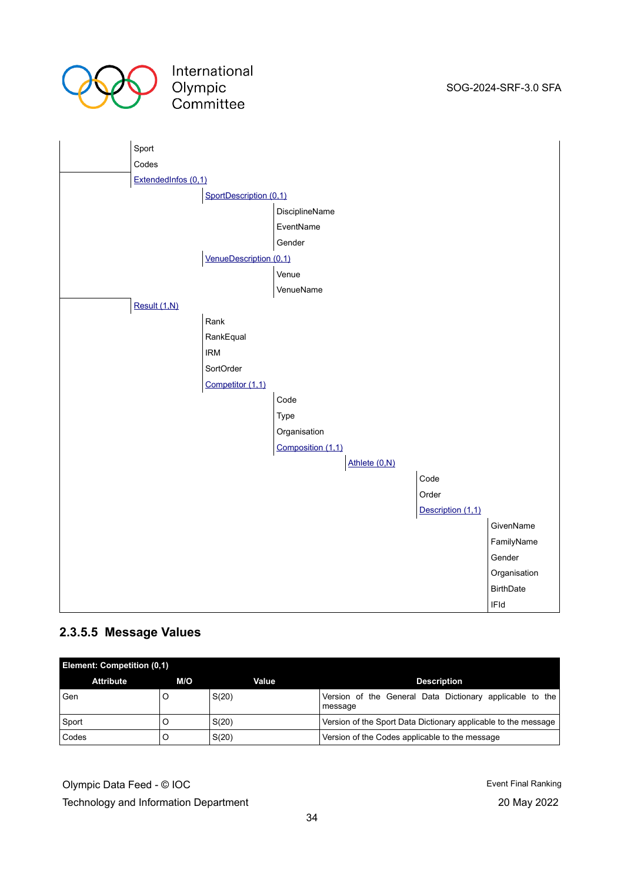| | | | | | | |
|---|---|---|---|---|---|---|
| | Sport | | | | | |
| | Codes | | | | | |
| | ExtendedInfos (0,1) | | | | | |
| | | SportDescription (0,1) | | | | |
| | | | DisciplineName | | | |
| | | | EventName | | | |
| | | | Gender | | | |
| | | VenueDescription (0,1) | | | | |
| | | | Venue | | | |
| | | | VenueName | | | |
| | Result (1,N) | | | | | |
| | | Rank | | | | |
| | | RankEqual | | | | |
| | | IRM | | | | |
| | | SortOrder | | | | |
| | | Competitor (1,1) | | | | |
| | | | Code | | | |
| | | | Type | | | |
| | | | Organisation | | | |
| | | | Composition (1,1) | | | |
| | | | | Athlete (0,N) | | |
| | | | | | Code | |
| | | | | | Order | |
| | | | | | Description (1,1) | |
| | | | | | | GivenName |
| | | | | | | FamilyName |
| | | | | | | Gender |
| | | | | | | Organisation |
| | | | | | | BirthDate |
| | | | | | | IFId |

### 2.3.5.5 Message Values

| Element: Competition (0,1) | | | |
|---|---|---|---|
| **Attribute** | **M/O** | **Value** | **Description** |
| Gen | O | S(20) | Version of the General Data Dictionary applicable to the message |
| Sport | O | S(20) | Version of the Sport Data Dictionary applicable to the message |
| Codes | O | S(20) | Version of the Codes applicable to the message |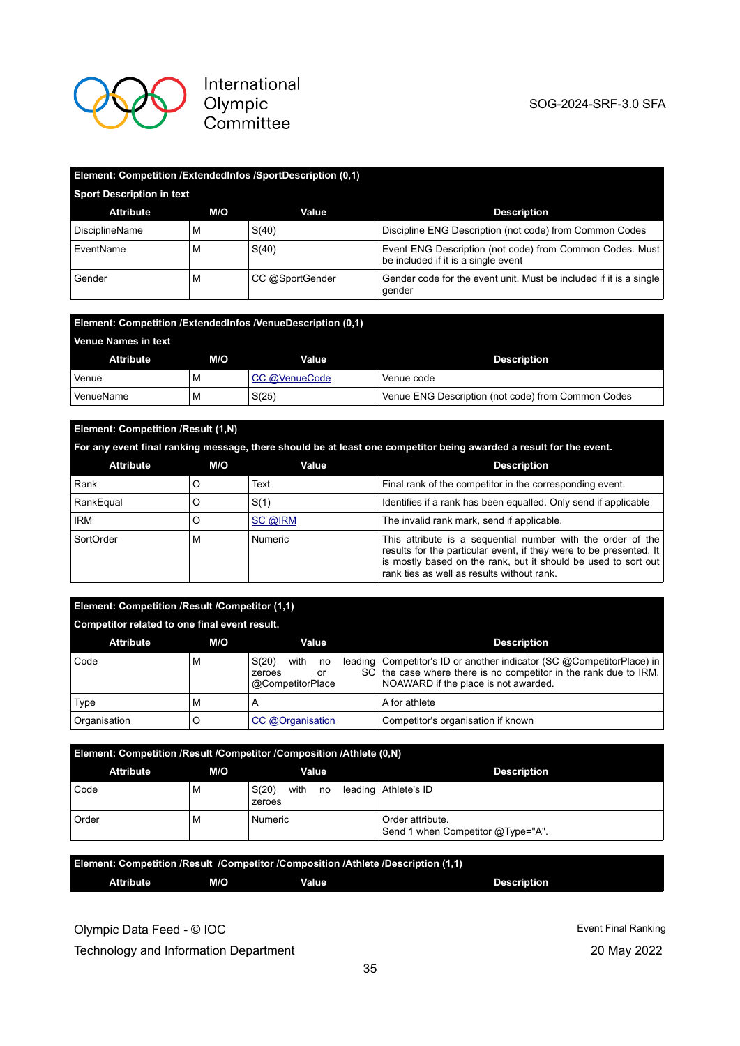**Element: Competition /ExtendedInfos /SportDescription (0,1)**

**Sport Description in text**

| Attribute | M/O | Value | Description |
|---|---|---|---|
| DisciplineName | M | S(40) | Discipline ENG Description (not code) from Common Codes |
| EventName | M | S(40) | Event ENG Description (not code) from Common Codes. Must be included if it is a single event |
| Gender | M | CC @SportGender | Gender code for the event unit. Must be included if it is a single gender |

**Element: Competition /ExtendedInfos /VenueDescription (0,1)**

**Venue Names in text**

| Attribute | M/O | Value | Description |
|---|---|---|---|
| Venue | M | CC @VenueCode | Venue code |
| VenueName | M | S(25) | Venue ENG Description (not code) from Common Codes |

**Element: Competition /Result (1,N)**

**For any event final ranking message, there should be at least one competitor being awarded a result for the event.**

| Attribute | M/O | Value | Description |
|---|---|---|---|
| Rank | O | Text | Final rank of the competitor in the corresponding event. |
| RankEqual | O | S(1) | Identifies if a rank has been equalled. Only send if applicable |
| IRM | O | SC @IRM | The invalid rank mark, send if applicable. |
| SortOrder | M | Numeric | This attribute is a sequential number with the order of the results for the particular event, if they were to be presented. It is mostly based on the rank, but it should be used to sort out rank ties as well as results without rank. |

**Element: Competition /Result /Competitor (1,1)**

**Competitor related to one final event result.**

| Attribute | M/O | Value | Description |
|---|---|---|---|
| Code | M | S(20) with no leading zeroes or SC @CompetitorPlace | Competitor's ID or another indicator (SC @CompetitorPlace) in the case where there is no competitor in the rank due to IRM. NOAWARD if the place is not awarded. |
| Type | M | A | A for athlete |
| Organisation | O | CC @Organisation | Competitor's organisation if known |

**Element: Competition /Result /Competitor /Composition /Athlete (0,N)**

| Attribute | M/O | Value | Description |
|---|---|---|---|
| Code | M | S(20) with no leading zeroes | Athlete's ID |
| Order | M | Numeric | Order attribute.<br>Send 1 when Competitor @Type="A". |

**Element: Competition /Result /Competitor /Composition /Athlete /Description (1,1)**

| Attribute | M/O | Value | Description |
|---|---|---|---|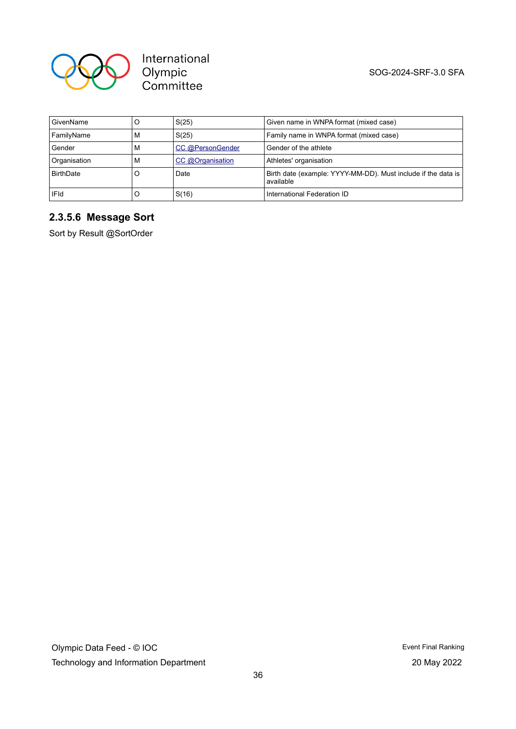| GivenName | O | S(25) | Given name in WNPA format (mixed case) |
|---|---|---|---|
| FamilyName | M | S(25) | Family name in WNPA format (mixed case) |
| Gender | M | CC @PersonGender | Gender of the athlete |
| Organisation | M | CC @Organisation | Athletes' organisation |
| BirthDate | O | Date | Birth date (example: YYYY-MM-DD). Must include if the data is available |
| IFId | O | S(16) | International Federation ID |

### 2.3.5.6 Message Sort

Sort by Result @SortOrder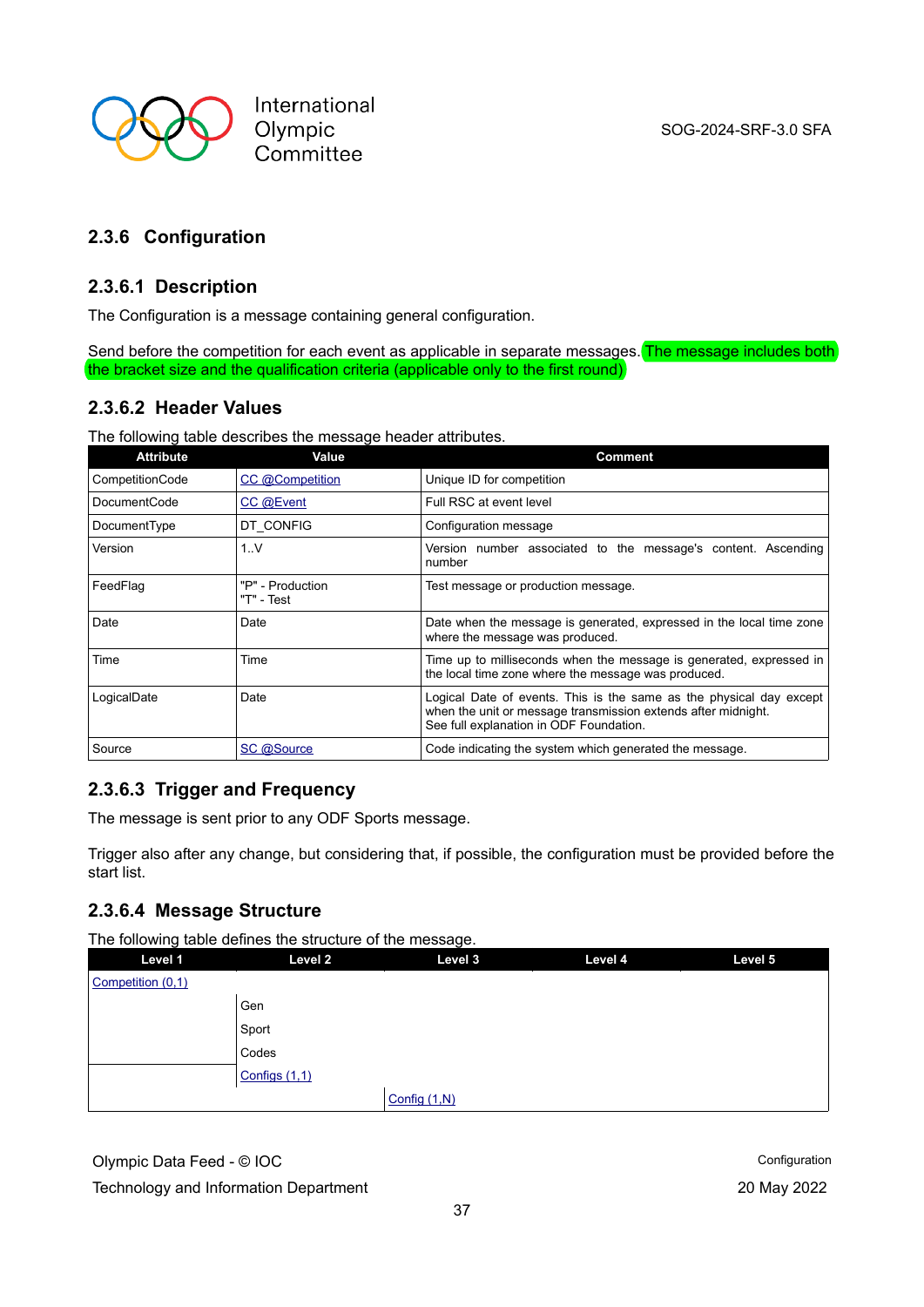## 2.3.6 Configuration

### 2.3.6.1 Description

The Configuration is a message containing general configuration.

Send before the competition for each event as applicable in separate messages. The message includes both the bracket size and the qualification criteria (applicable only to the first round)

### 2.3.6.2 Header Values

The following table describes the message header attributes.

| Attribute | Value | Comment |
|---|---|---|
| CompetitionCode | CC @Competition | Unique ID for competition |
| DocumentCode | CC @Event | Full RSC at event level |
| DocumentType | DT_CONFIG | Configuration message |
| Version | 1..V | Version number associated to the message's content. Ascending number |
| FeedFlag | "P" - Production<br>"T" - Test | Test message or production message. |
| Date | Date | Date when the message is generated, expressed in the local time zone where the message was produced. |
| Time | Time | Time up to milliseconds when the message is generated, expressed in the local time zone where the message was produced. |
| LogicalDate | Date | Logical Date of events. This is the same as the physical day except when the unit or message transmission extends after midnight.<br>See full explanation in ODF Foundation. |
| Source | SC @Source | Code indicating the system which generated the message. |

### 2.3.6.3 Trigger and Frequency

The message is sent prior to any ODF Sports message.

Trigger also after any change, but considering that, if possible, the configuration must be provided before the start list.

### 2.3.6.4 Message Structure

The following table defines the structure of the message.

| Level 1 | Level 2 | Level 3 | Level 4 | Level 5 |
|---|---|---|---|---|
| Competition (0,1) | | | | |
| | Gen | | | |
| | Sport | | | |
| | Codes | | | |
| | Configs (1,1) | | | |
| | | Config (1,N) | | |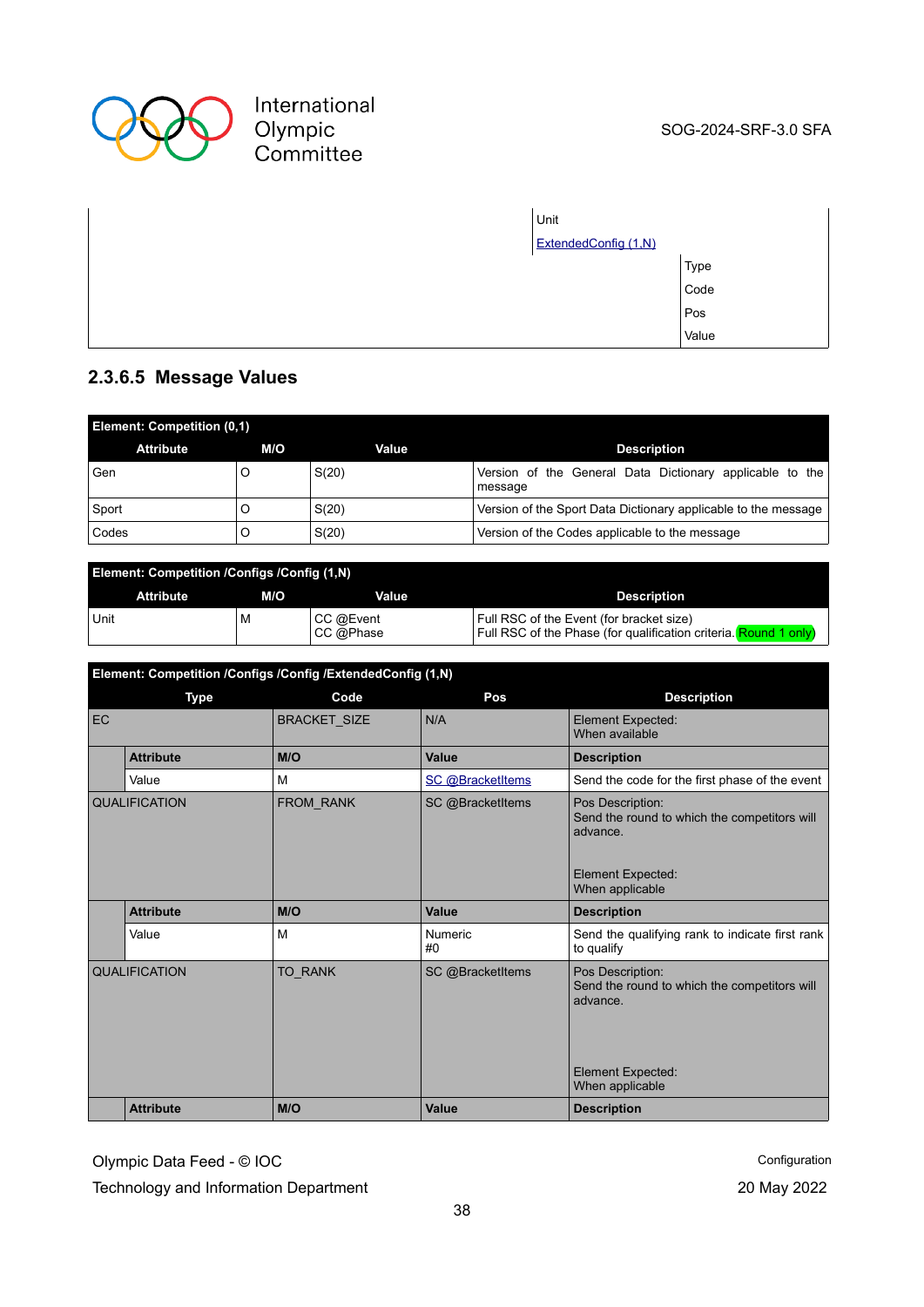| | | |
|---|---|---|
| | Unit | |
| | ExtendedConfig (1,N) | |
| | | Type |
| | | Code |
| | | Pos |
| | | Value |

### 2.3.6.5 Message Values

| Element: Competition (0,1) | | | |
|---|---|---|---|
| **Attribute** | **M/O** | **Value** | **Description** |
| Gen | O | S(20) | Version of the General Data Dictionary applicable to the message |
| Sport | O | S(20) | Version of the Sport Data Dictionary applicable to the message |
| Codes | O | S(20) | Version of the Codes applicable to the message |

| Element: Competition /Configs /Config (1,N) | | | |
|---|---|---|---|
| **Attribute** | **M/O** | **Value** | **Description** |
| Unit | M | CC @Event<br>CC @Phase | Full RSC of the Event (for bracket size)<br>Full RSC of the Phase (for qualification criteria. Round 1 only) |

| Element: Competition /Configs /Config /ExtendedConfig (1,N) | | | | |
|---|---|---|---|---|
| **Type** | | **Code** | **Pos** | **Description** |
| EC | | BRACKET_SIZE | N/A | Element Expected:<br>When available |
| | **Attribute** | **M/O** | **Value** | **Description** |
| | Value | M | SC @BracketItems | Send the code for the first phase of the event |
| QUALIFICATION | | FROM_RANK | SC @BracketItems | Pos Description:<br>Send the round to which the competitors will advance.<br><br>Element Expected:<br>When applicable |
| | **Attribute** | **M/O** | **Value** | **Description** |
| | Value | M | Numeric<br>#0 | Send the qualifying rank to indicate first rank to qualify |
| QUALIFICATION | | TO_RANK | SC @BracketItems | Pos Description:<br>Send the round to which the competitors will advance.<br><br>Element Expected:<br>When applicable |
| | **Attribute** | **M/O** | **Value** | **Description** |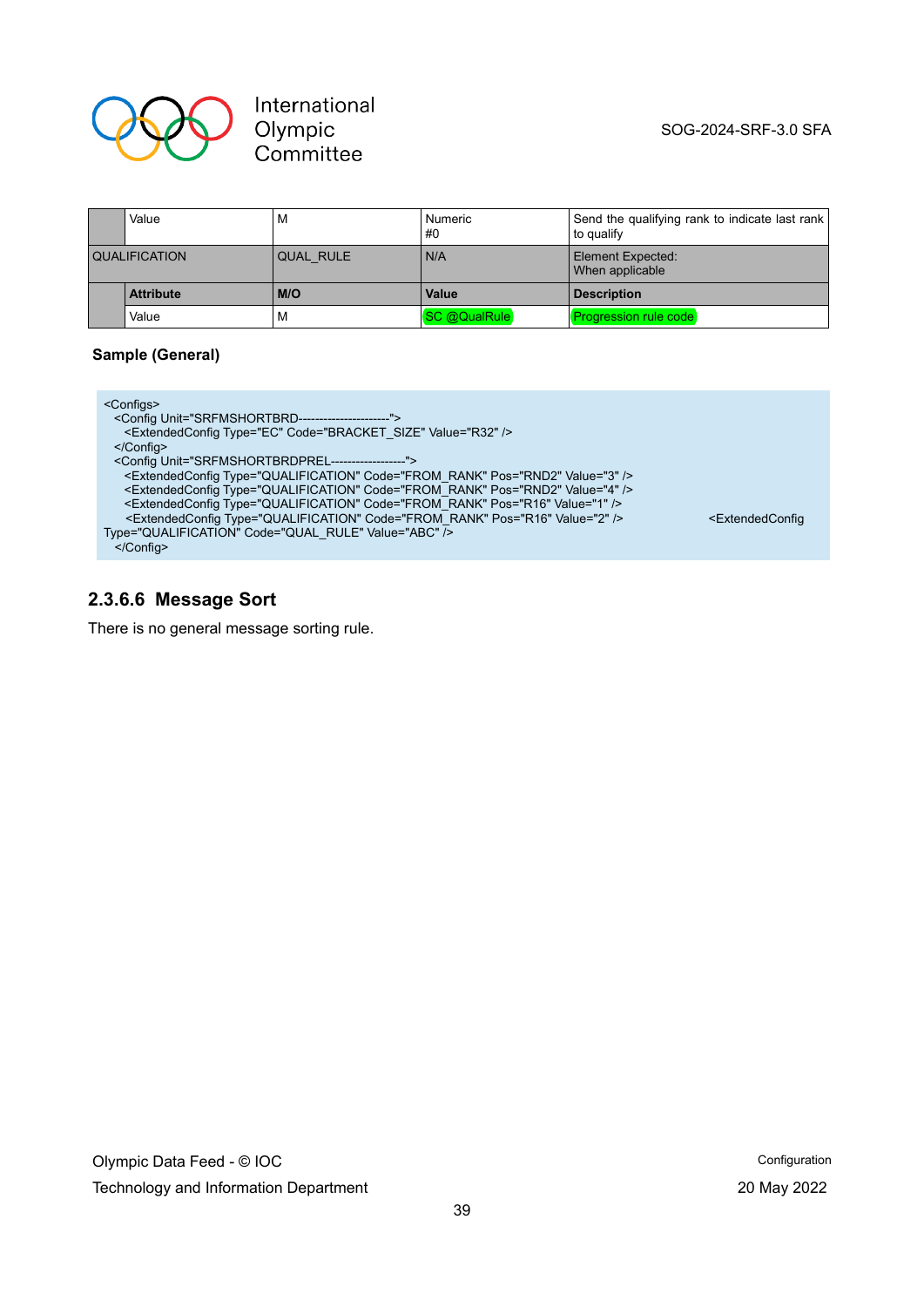|  | Value | M | Numeric<br>#0 | Send the qualifying rank to indicate last rank to qualify |
|---|---|---|---|---|
| QUALIFICATION | | QUAL_RULE | N/A | Element Expected:<br>When applicable |
|  | **Attribute** | **M/O** | **Value** | **Description** |
|  | Value | M | SC @QualRule | Progression rule code |

**Sample (General)**

```
<Configs>
  <Config Unit="SRFMSHORTBRD----------------------">
    <ExtendedConfig Type="EC" Code="BRACKET_SIZE" Value="R32" />
  </Config>
  <Config Unit="SRFMSHORTBRDPREL------------------">
    <ExtendedConfig Type="QUALIFICATION" Code="FROM_RANK" Pos="RND2" Value="3" />
    <ExtendedConfig Type="QUALIFICATION" Code="FROM_RANK" Pos="RND2" Value="4" />
    <ExtendedConfig Type="QUALIFICATION" Code="FROM_RANK" Pos="R16" Value="1" />
    <ExtendedConfig Type="QUALIFICATION" Code="FROM_RANK" Pos="R16" Value="2" />                    <ExtendedConfig
Type="QUALIFICATION" Code="QUAL_RULE" Value="ABC" />
  </Config>
```

### 2.3.6.6 Message Sort

There is no general message sorting rule.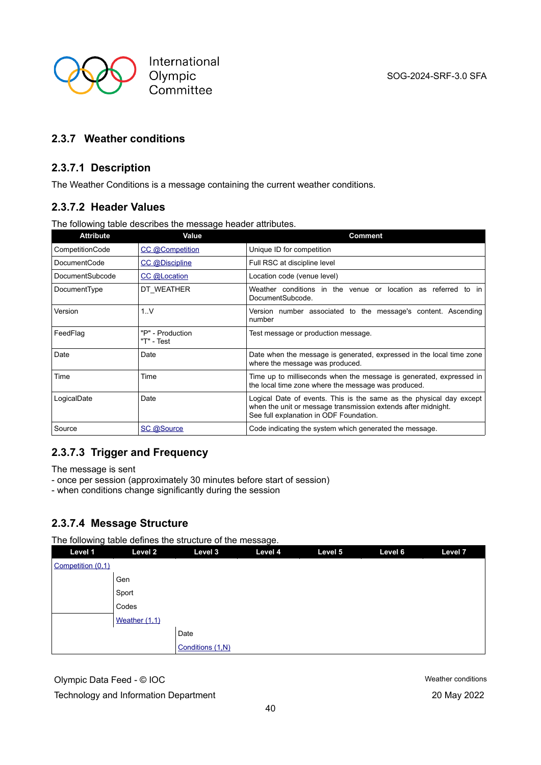## 2.3.7 Weather conditions

### 2.3.7.1 Description

The Weather Conditions is a message containing the current weather conditions.

### 2.3.7.2 Header Values

The following table describes the message header attributes.

| Attribute | Value | Comment |
|---|---|---|
| CompetitionCode | CC @Competition | Unique ID for competition |
| DocumentCode | CC @Discipline | Full RSC at discipline level |
| DocumentSubcode | CC @Location | Location code (venue level) |
| DocumentType | DT_WEATHER | Weather conditions in the venue or location as referred to in DocumentSubcode. |
| Version | 1..V | Version number associated to the message's content. Ascending number |
| FeedFlag | "P" - Production<br>"T" - Test | Test message or production message. |
| Date | Date | Date when the message is generated, expressed in the local time zone where the message was produced. |
| Time | Time | Time up to milliseconds when the message is generated, expressed in the local time zone where the message was produced. |
| LogicalDate | Date | Logical Date of events. This is the same as the physical day except when the unit or message transmission extends after midnight.<br>See full explanation in ODF Foundation. |
| Source | SC @Source | Code indicating the system which generated the message. |

### 2.3.7.3 Trigger and Frequency

The message is sent
- once per session (approximately 30 minutes before start of session)
- when conditions change significantly during the session

### 2.3.7.4 Message Structure

The following table defines the structure of the message.

| Level 1 | Level 2 | Level 3 | Level 4 | Level 5 | Level 6 | Level 7 |
|---|---|---|---|---|---|---|
| Competition (0,1) | | | | | | |
| | Gen | | | | | |
| | Sport | | | | | |
| | Codes | | | | | |
| | Weather (1,1) | | | | | |
| | | Date | | | | |
| | | Conditions (1,N) | | | | |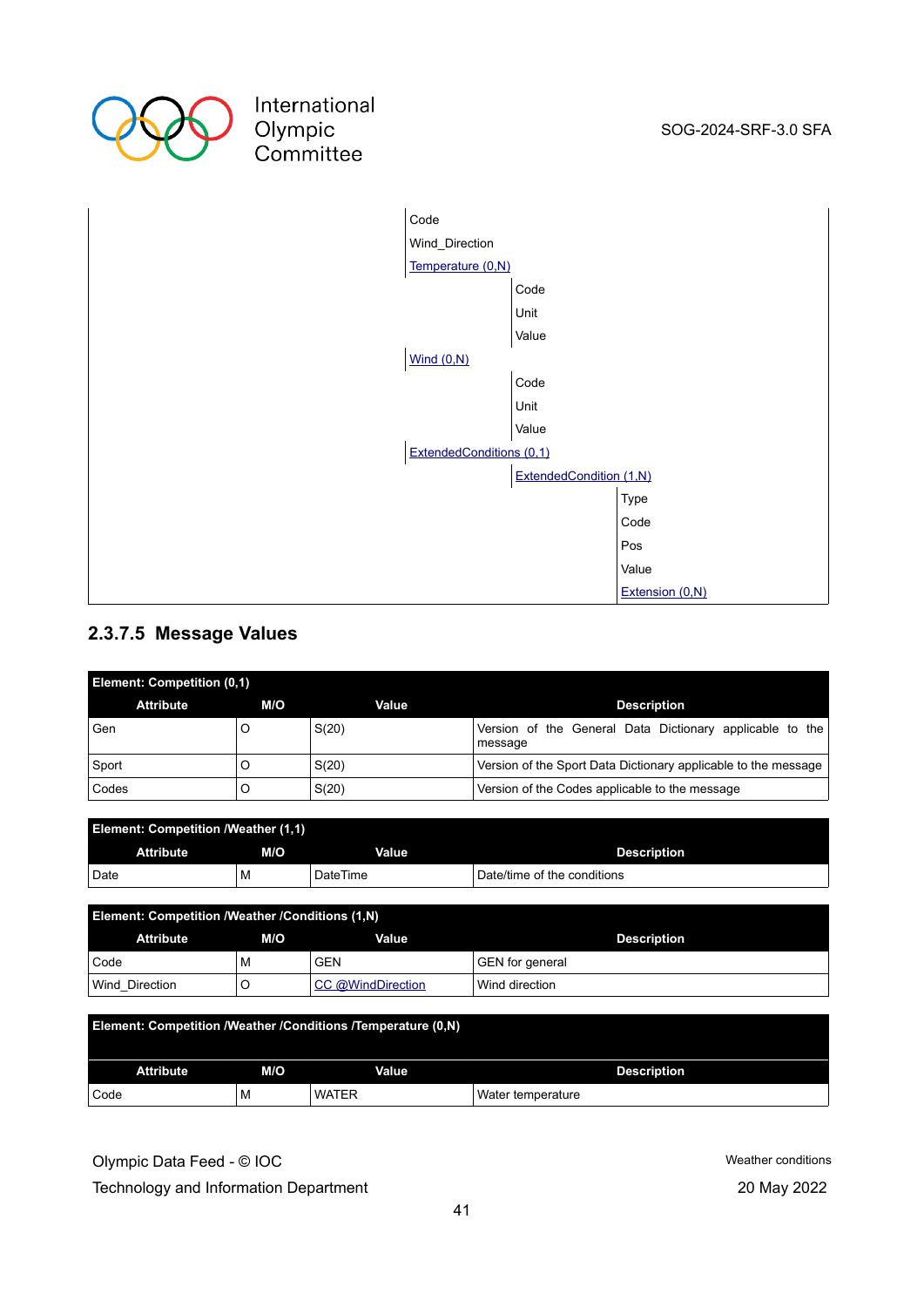| | | | |
|---|---|---|---|
| | Code | | |
| | Wind_Direction | | |
| | Temperature (0,N) | | |
| | | Code | |
| | | Unit | |
| | | Value | |
| | Wind (0,N) | | |
| | | Code | |
| | | Unit | |
| | | Value | |
| | ExtendedConditions (0,1) | | |
| | | ExtendedCondition (1,N) | |
| | | | Type |
| | | | Code |
| | | | Pos |
| | | | Value |
| | | | Extension (0,N) |

### 2.3.7.5 Message Values

**Element: Competition (0,1)**

| Attribute | M/O | Value | Description |
|---|---|---|---|
| Gen | O | S(20) | Version of the General Data Dictionary applicable to the message |
| Sport | O | S(20) | Version of the Sport Data Dictionary applicable to the message |
| Codes | O | S(20) | Version of the Codes applicable to the message |

**Element: Competition /Weather (1,1)**

| Attribute | M/O | Value | Description |
|---|---|---|---|
| Date | M | DateTime | Date/time of the conditions |

**Element: Competition /Weather /Conditions (1,N)**

| Attribute | M/O | Value | Description |
|---|---|---|---|
| Code | M | GEN | GEN for general |
| Wind_Direction | O | CC @WindDirection | Wind direction |

**Element: Competition /Weather /Conditions /Temperature (0,N)**

| Attribute | M/O | Value | Description |
|---|---|---|---|
| Code | M | WATER | Water temperature |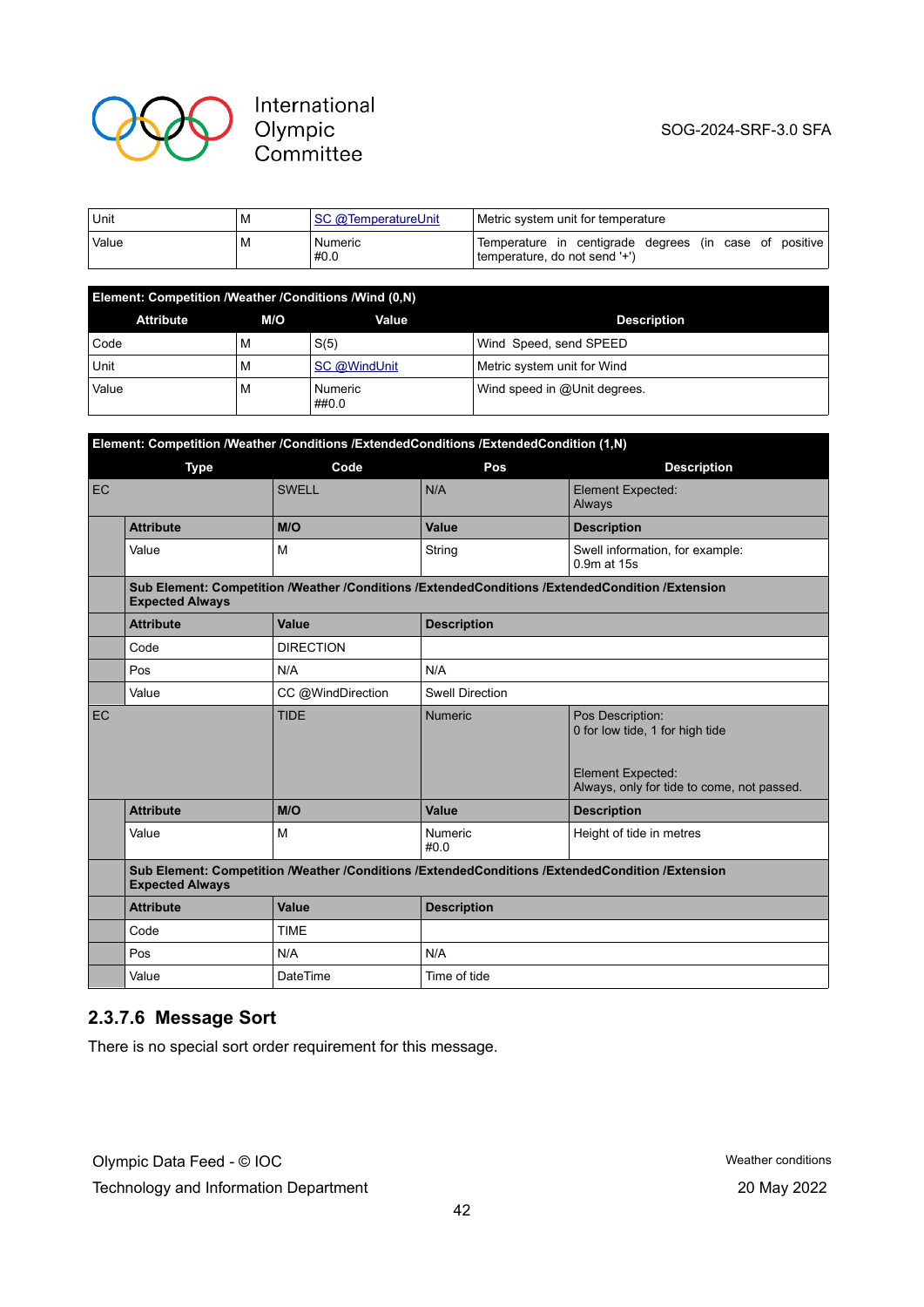| Unit | M | SC @TemperatureUnit | Metric system unit for temperature |
|---|---|---|---|
| Value | M | Numeric<br>#0.0 | Temperature in centigrade degrees (in case of positive temperature, do not send '+') |

**Element: Competition /Weather /Conditions /Wind (0,N)**

| Attribute | M/O | Value | Description |
|---|---|---|---|
| Code | M | S(5) | Wind Speed, send SPEED |
| Unit | M | SC @WindUnit | Metric system unit for Wind |
| Value | M | Numeric<br>##0.0 | Wind speed in @Unit degrees. |

**Element: Competition /Weather /Conditions /ExtendedConditions /ExtendedCondition (1,N)**

| Type | | Code | Pos | Description |
|---|---|---|---|---|
| EC | | SWELL | N/A | Element Expected:<br>Always |
| | **Attribute** | **M/O** | **Value** | **Description** |
| | Value | M | String | Swell information, for example:<br>0.9m at 15s |
| | **Sub Element: Competition /Weather /Conditions /ExtendedConditions /ExtendedCondition /Extension<br>Expected Always** | | | |
| | **Attribute** | **Value** | **Description** | |
| | Code | DIRECTION | | |
| | Pos | N/A | N/A | |
| | Value | CC @WindDirection | Swell Direction | |
| EC | | TIDE | Numeric | Pos Description:<br>0 for low tide, 1 for high tide<br><br>Element Expected:<br>Always, only for tide to come, not passed. |
| | **Attribute** | **M/O** | **Value** | **Description** |
| | Value | M | Numeric<br>#0.0 | Height of tide in metres |
| | **Sub Element: Competition /Weather /Conditions /ExtendedConditions /ExtendedCondition /Extension<br>Expected Always** | | | |
| | **Attribute** | **Value** | **Description** | |
| | Code | TIME | | |
| | Pos | N/A | N/A | |
| | Value | DateTime | Time of tide | |

### 2.3.7.6 Message Sort

There is no special sort order requirement for this message.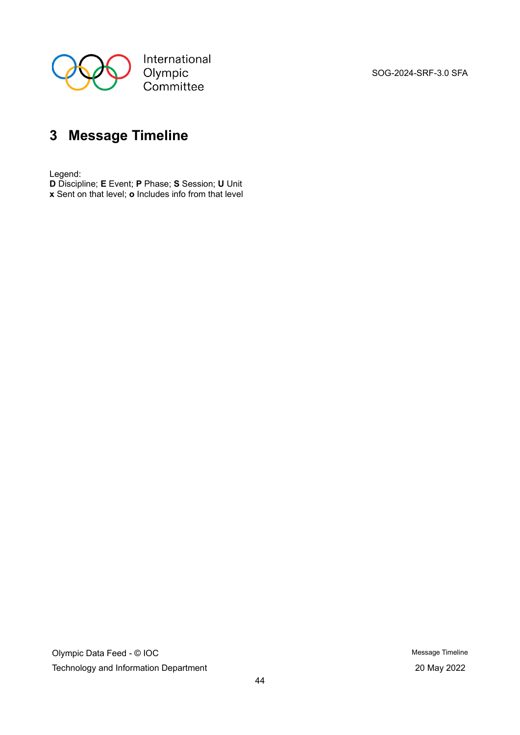# 3 Message Timeline

Legend:
**D** Discipline; **E** Event; **P** Phase; **S** Session; **U** Unit
**x** Sent on that level; **o** Includes info from that level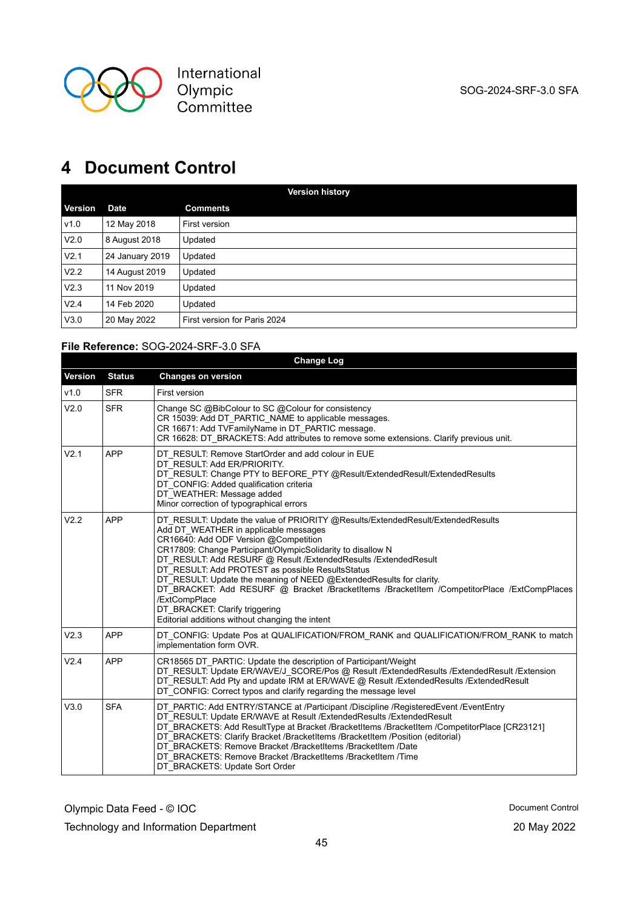# 4 Document Control

| Version history | | |
|---|---|---|
| **Version** | **Date** | **Comments** |
| v1.0 | 12 May 2018 | First version |
| V2.0 | 8 August 2018 | Updated |
| V2.1 | 24 January 2019 | Updated |
| V2.2 | 14 August 2019 | Updated |
| V2.3 | 11 Nov 2019 | Updated |
| V2.4 | 14 Feb 2020 | Updated |
| V3.0 | 20 May 2022 | First version for Paris 2024 |

**File Reference:** SOG-2024-SRF-3.0 SFA

| Change Log | | |
|---|---|---|
| **Version** | **Status** | **Changes on version** |
| v1.0 | SFR | First version |
| V2.0 | SFR | Change SC @BibColour to SC @Colour for consistency<br>CR 15039: Add DT_PARTIC_NAME to applicable messages.<br>CR 16671: Add TVFamilyName in DT_PARTIC message.<br>CR 16628: DT_BRACKETS: Add attributes to remove some extensions. Clarify previous unit. |
| V2.1 | APP | DT_RESULT: Remove StartOrder and add colour in EUE<br>DT_RESULT: Add ER/PRIORITY.<br>DT_RESULT: Change PTY to BEFORE_PTY @Result/ExtendedResult/ExtendedResults<br>DT_CONFIG: Added qualification criteria<br>DT_WEATHER: Message added<br>Minor correction of typographical errors |
| V2.2 | APP | DT_RESULT: Update the value of PRIORITY @Results/ExtendedResult/ExtendedResults<br>Add DT_WEATHER in applicable messages<br>CR16640: Add ODF Version @Competition<br>CR17809: Change Participant/OlympicSolidarity to disallow N<br>DT_RESULT: Add RESURF @ Result /ExtendedResults /ExtendedResult<br>DT_RESULT: Add PROTEST as possible ResultsStatus<br>DT_RESULT: Update the meaning of NEED @ExtendedResults for clarity.<br>DT_BRACKET: Add RESURF @ Bracket /BracketItems /BracketItem /CompetitorPlace /ExtCompPlaces /ExtCompPlace<br>DT_BRACKET: Clarify triggering<br>Editorial additions without changing the intent |
| V2.3 | APP | DT_CONFIG: Update Pos at QUALIFICATION/FROM_RANK and QUALIFICATION/FROM_RANK to match implementation form OVR. |
| V2.4 | APP | CR18565 DT_PARTIC: Update the description of Participant/Weight<br>DT_RESULT: Update ER/WAVE/J_SCORE/Pos @ Result /ExtendedResults /ExtendedResult /Extension<br>DT_RESULT: Add Pty and update IRM at ER/WAVE @ Result /ExtendedResults /ExtendedResult<br>DT_CONFIG: Correct typos and clarify regarding the message level |
| V3.0 | SFA | DT_PARTIC: Add ENTRY/STANCE at /Participant /Discipline /RegisteredEvent /EventEntry<br>DT_RESULT: Update ER/WAVE at Result /ExtendedResults /ExtendedResult<br>DT_BRACKETS: Add ResultType at Bracket /BracketItems /BracketItem /CompetitorPlace [CR23121]<br>DT_BRACKETS: Clarify Bracket /BracketItems /BracketItem /Position (editorial)<br>DT_BRACKETS: Remove Bracket /BracketItems /BracketItem /Date<br>DT_BRACKETS: Remove Bracket /BracketItems /BracketItem /Time<br>DT_BRACKETS: Update Sort Order |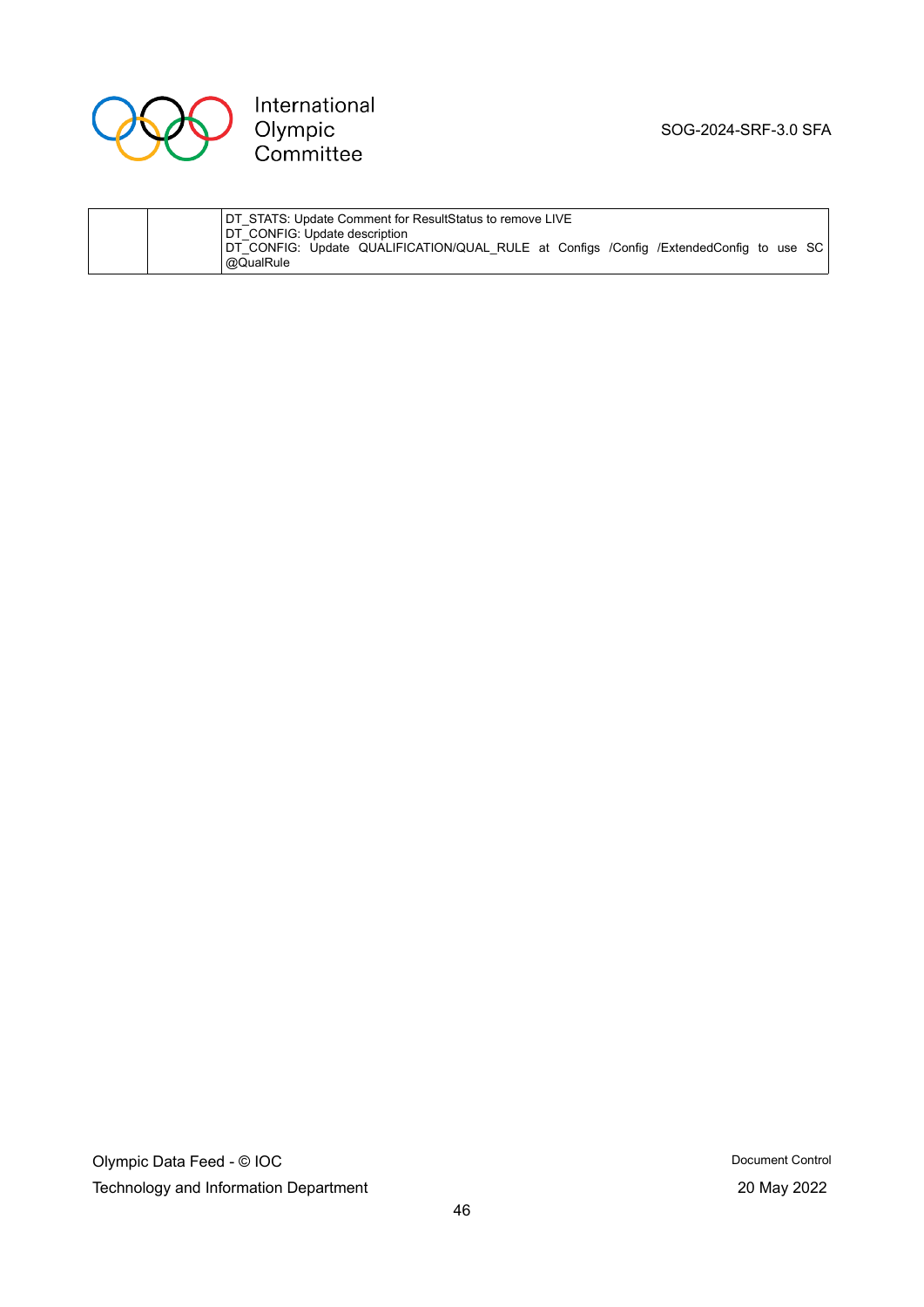| | | |
|---|---|---|
| | | DT_STATS: Update Comment for ResultStatus to remove LIVE<br>DT_CONFIG: Update description<br>DT_CONFIG: Update QUALIFICATION/QUAL_RULE at Configs /Config /ExtendedConfig to use SC @QualRule |